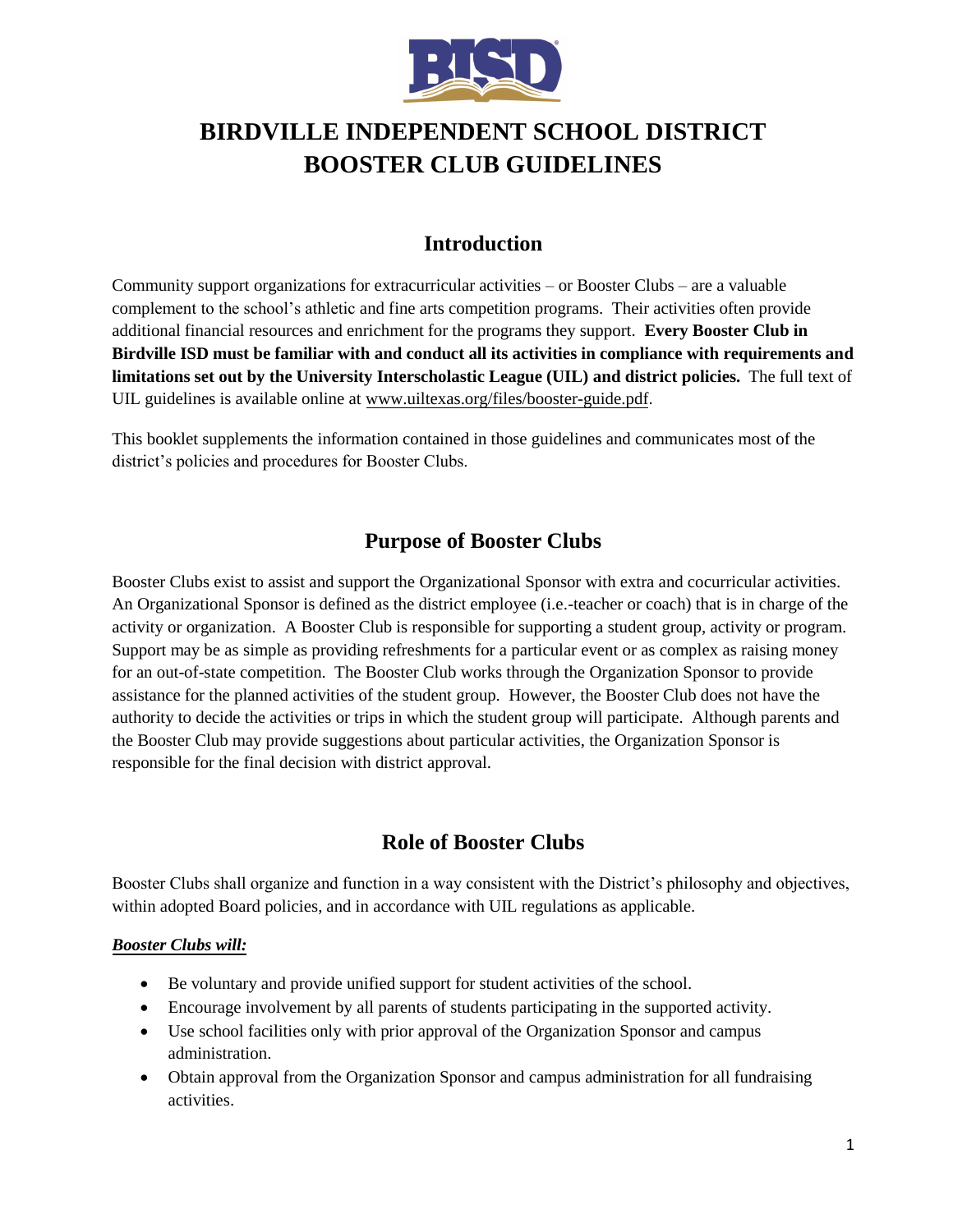# BIRDVILLE INDEPENDENT SCHOOL DISTRICT
# BOOSTER CLUB GUIDELINES

## Introduction

Community support organizations for extracurricular activities – or Booster Clubs – are a valuable complement to the school's athletic and fine arts competition programs. Their activities often provide additional financial resources and enrichment for the programs they support. **Every Booster Club in Birdville ISD must be familiar with and conduct all its activities in compliance with requirements and limitations set out by the University Interscholastic League (UIL) and district policies.** The full text of UIL guidelines is available online at www.uiltexas.org/files/booster-guide.pdf.

This booklet supplements the information contained in those guidelines and communicates most of the district's policies and procedures for Booster Clubs.

## Purpose of Booster Clubs

Booster Clubs exist to assist and support the Organizational Sponsor with extra and cocurricular activities. An Organizational Sponsor is defined as the district employee (i.e.-teacher or coach) that is in charge of the activity or organization. A Booster Club is responsible for supporting a student group, activity or program. Support may be as simple as providing refreshments for a particular event or as complex as raising money for an out-of-state competition. The Booster Club works through the Organization Sponsor to provide assistance for the planned activities of the student group. However, the Booster Club does not have the authority to decide the activities or trips in which the student group will participate. Although parents and the Booster Club may provide suggestions about particular activities, the Organization Sponsor is responsible for the final decision with district approval.

## Role of Booster Clubs

Booster Clubs shall organize and function in a way consistent with the District's philosophy and objectives, within adopted Board policies, and in accordance with UIL regulations as applicable.

***Booster Clubs will:***

- Be voluntary and provide unified support for student activities of the school.
- Encourage involvement by all parents of students participating in the supported activity.
- Use school facilities only with prior approval of the Organization Sponsor and campus administration.
- Obtain approval from the Organization Sponsor and campus administration for all fundraising activities.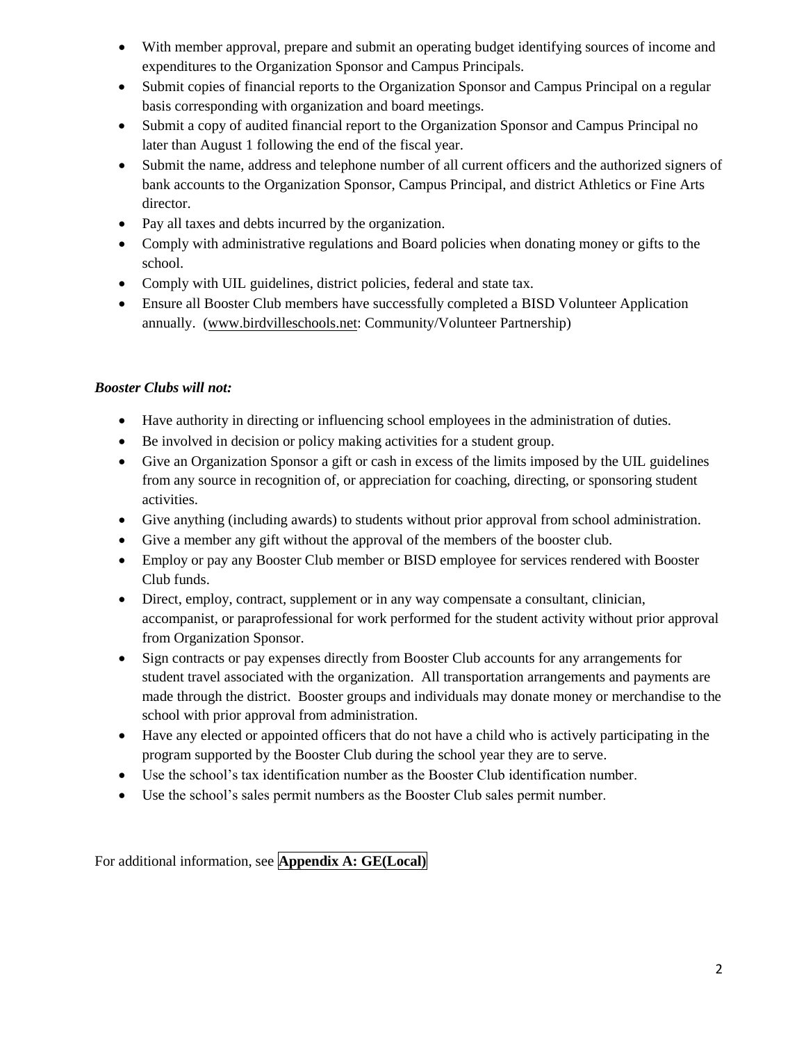- With member approval, prepare and submit an operating budget identifying sources of income and expenditures to the Organization Sponsor and Campus Principals.
- Submit copies of financial reports to the Organization Sponsor and Campus Principal on a regular basis corresponding with organization and board meetings.
- Submit a copy of audited financial report to the Organization Sponsor and Campus Principal no later than August 1 following the end of the fiscal year.
- Submit the name, address and telephone number of all current officers and the authorized signers of bank accounts to the Organization Sponsor, Campus Principal, and district Athletics or Fine Arts director.
- Pay all taxes and debts incurred by the organization.
- Comply with administrative regulations and Board policies when donating money or gifts to the school.
- Comply with UIL guidelines, district policies, federal and state tax.
- Ensure all Booster Club members have successfully completed a BISD Volunteer Application annually. (www.birdvilleschools.net: Community/Volunteer Partnership)

***Booster Clubs will not:***

- Have authority in directing or influencing school employees in the administration of duties.
- Be involved in decision or policy making activities for a student group.
- Give an Organization Sponsor a gift or cash in excess of the limits imposed by the UIL guidelines from any source in recognition of, or appreciation for coaching, directing, or sponsoring student activities.
- Give anything (including awards) to students without prior approval from school administration.
- Give a member any gift without the approval of the members of the booster club.
- Employ or pay any Booster Club member or BISD employee for services rendered with Booster Club funds.
- Direct, employ, contract, supplement or in any way compensate a consultant, clinician, accompanist, or paraprofessional for work performed for the student activity without prior approval from Organization Sponsor.
- Sign contracts or pay expenses directly from Booster Club accounts for any arrangements for student travel associated with the organization. All transportation arrangements and payments are made through the district. Booster groups and individuals may donate money or merchandise to the school with prior approval from administration.
- Have any elected or appointed officers that do not have a child who is actively participating in the program supported by the Booster Club during the school year they are to serve.
- Use the school's tax identification number as the Booster Club identification number.
- Use the school's sales permit numbers as the Booster Club sales permit number.

For additional information, see **Appendix A: GE(Local)**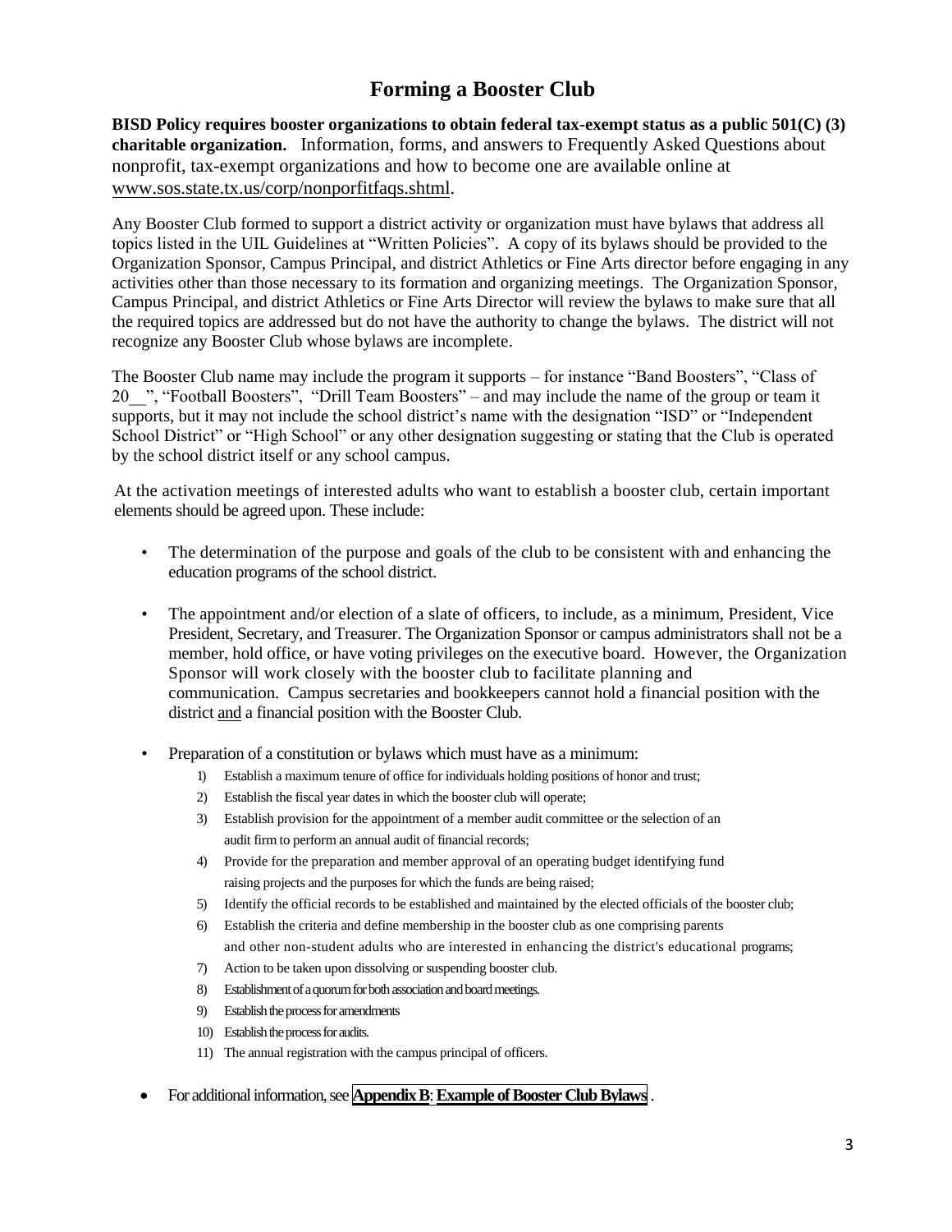# Forming a Booster Club

**BISD Policy requires booster organizations to obtain federal tax-exempt status as a public 501(C) (3) charitable organization.** Information, forms, and answers to Frequently Asked Questions about nonprofit, tax-exempt organizations and how to become one are available online at www.sos.state.tx.us/corp/nonporfitfaqs.shtml.

Any Booster Club formed to support a district activity or organization must have bylaws that address all topics listed in the UIL Guidelines at "Written Policies". A copy of its bylaws should be provided to the Organization Sponsor, Campus Principal, and district Athletics or Fine Arts director before engaging in any activities other than those necessary to its formation and organizing meetings. The Organization Sponsor, Campus Principal, and district Athletics or Fine Arts Director will review the bylaws to make sure that all the required topics are addressed but do not have the authority to change the bylaws. The district will not recognize any Booster Club whose bylaws are incomplete.

The Booster Club name may include the program it supports – for instance "Band Boosters", "Class of 20__", "Football Boosters", "Drill Team Boosters" – and may include the name of the group or team it supports, but it may not include the school district's name with the designation "ISD" or "Independent School District" or "High School" or any other designation suggesting or stating that the Club is operated by the school district itself or any school campus.

At the activation meetings of interested adults who want to establish a booster club, certain important elements should be agreed upon. These include:

- The determination of the purpose and goals of the club to be consistent with and enhancing the education programs of the school district.
- The appointment and/or election of a slate of officers, to include, as a minimum, President, Vice President, Secretary, and Treasurer. The Organization Sponsor or campus administrators shall not be a member, hold office, or have voting privileges on the executive board. However, the Organization Sponsor will work closely with the booster club to facilitate planning and communication. Campus secretaries and bookkeepers cannot hold a financial position with the district and a financial position with the Booster Club.
- Preparation of a constitution or bylaws which must have as a minimum:
  1) Establish a maximum tenure of office for individuals holding positions of honor and trust;
  2) Establish the fiscal year dates in which the booster club will operate;
  3) Establish provision for the appointment of a member audit committee or the selection of an audit firm to perform an annual audit of financial records;
  4) Provide for the preparation and member approval of an operating budget identifying fund raising projects and the purposes for which the funds are being raised;
  5) Identify the official records to be established and maintained by the elected officials of the booster club;
  6) Establish the criteria and define membership in the booster club as one comprising parents and other non-student adults who are interested in enhancing the district's educational programs;
  7) Action to be taken upon dissolving or suspending booster club.
  8) Establishment of a quorum for both association and board meetings.
  9) Establish the process for amendments
  10) Establish the process for audits.
  11) The annual registration with the campus principal of officers.
- For additional information, see **Appendix B**: **Example of Booster Club Bylaws**.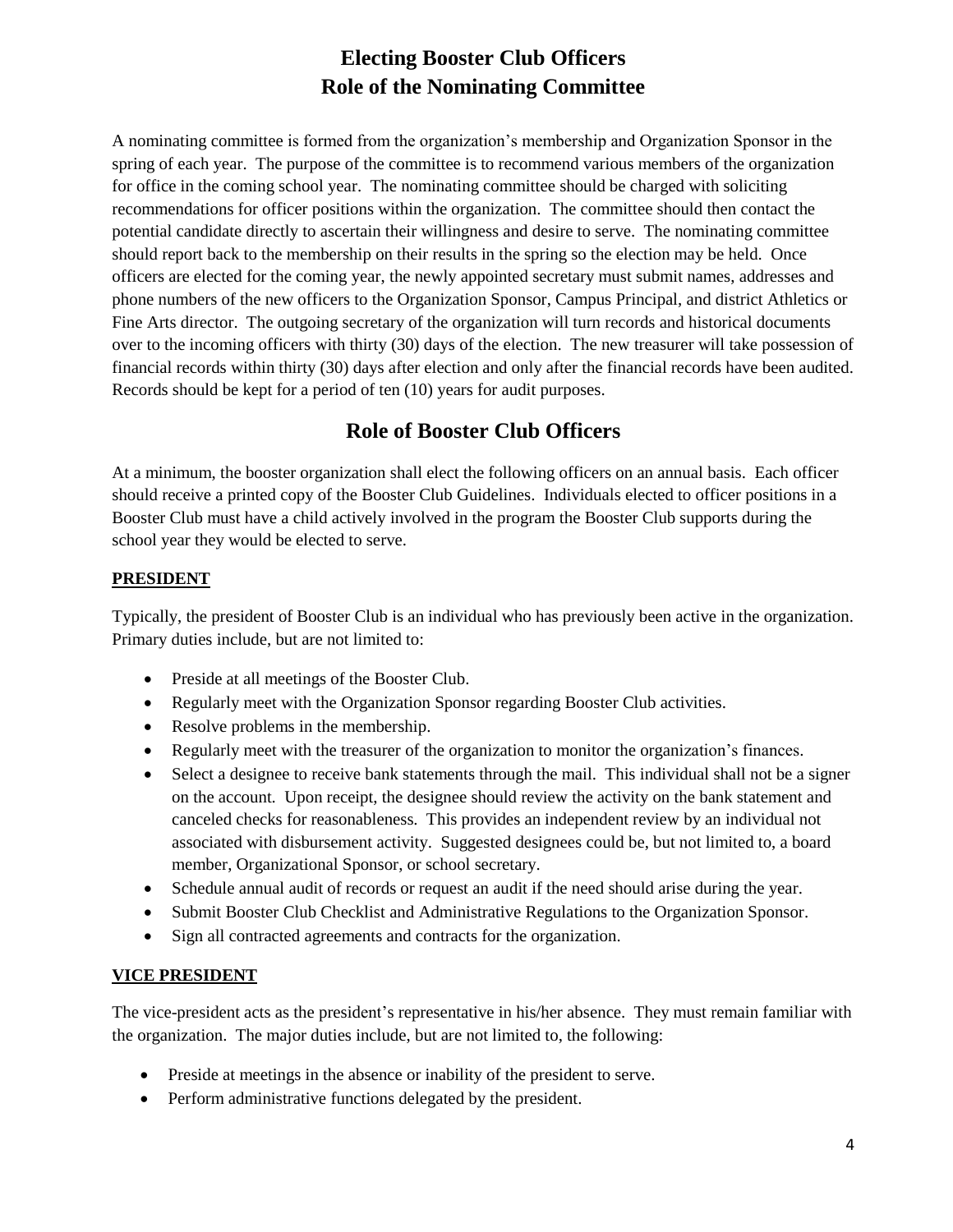# Electing Booster Club Officers
# Role of the Nominating Committee

A nominating committee is formed from the organization's membership and Organization Sponsor in the spring of each year. The purpose of the committee is to recommend various members of the organization for office in the coming school year. The nominating committee should be charged with soliciting recommendations for officer positions within the organization. The committee should then contact the potential candidate directly to ascertain their willingness and desire to serve. The nominating committee should report back to the membership on their results in the spring so the election may be held. Once officers are elected for the coming year, the newly appointed secretary must submit names, addresses and phone numbers of the new officers to the Organization Sponsor, Campus Principal, and district Athletics or Fine Arts director. The outgoing secretary of the organization will turn records and historical documents over to the incoming officers with thirty (30) days of the election. The new treasurer will take possession of financial records within thirty (30) days after election and only after the financial records have been audited. Records should be kept for a period of ten (10) years for audit purposes.

## Role of Booster Club Officers

At a minimum, the booster organization shall elect the following officers on an annual basis. Each officer should receive a printed copy of the Booster Club Guidelines. Individuals elected to officer positions in a Booster Club must have a child actively involved in the program the Booster Club supports during the school year they would be elected to serve.

### PRESIDENT

Typically, the president of Booster Club is an individual who has previously been active in the organization. Primary duties include, but are not limited to:

- Preside at all meetings of the Booster Club.
- Regularly meet with the Organization Sponsor regarding Booster Club activities.
- Resolve problems in the membership.
- Regularly meet with the treasurer of the organization to monitor the organization's finances.
- Select a designee to receive bank statements through the mail. This individual shall not be a signer on the account. Upon receipt, the designee should review the activity on the bank statement and canceled checks for reasonableness. This provides an independent review by an individual not associated with disbursement activity. Suggested designees could be, but not limited to, a board member, Organizational Sponsor, or school secretary.
- Schedule annual audit of records or request an audit if the need should arise during the year.
- Submit Booster Club Checklist and Administrative Regulations to the Organization Sponsor.
- Sign all contracted agreements and contracts for the organization.

### VICE PRESIDENT

The vice-president acts as the president's representative in his/her absence. They must remain familiar with the organization. The major duties include, but are not limited to, the following:

- Preside at meetings in the absence or inability of the president to serve.
- Perform administrative functions delegated by the president.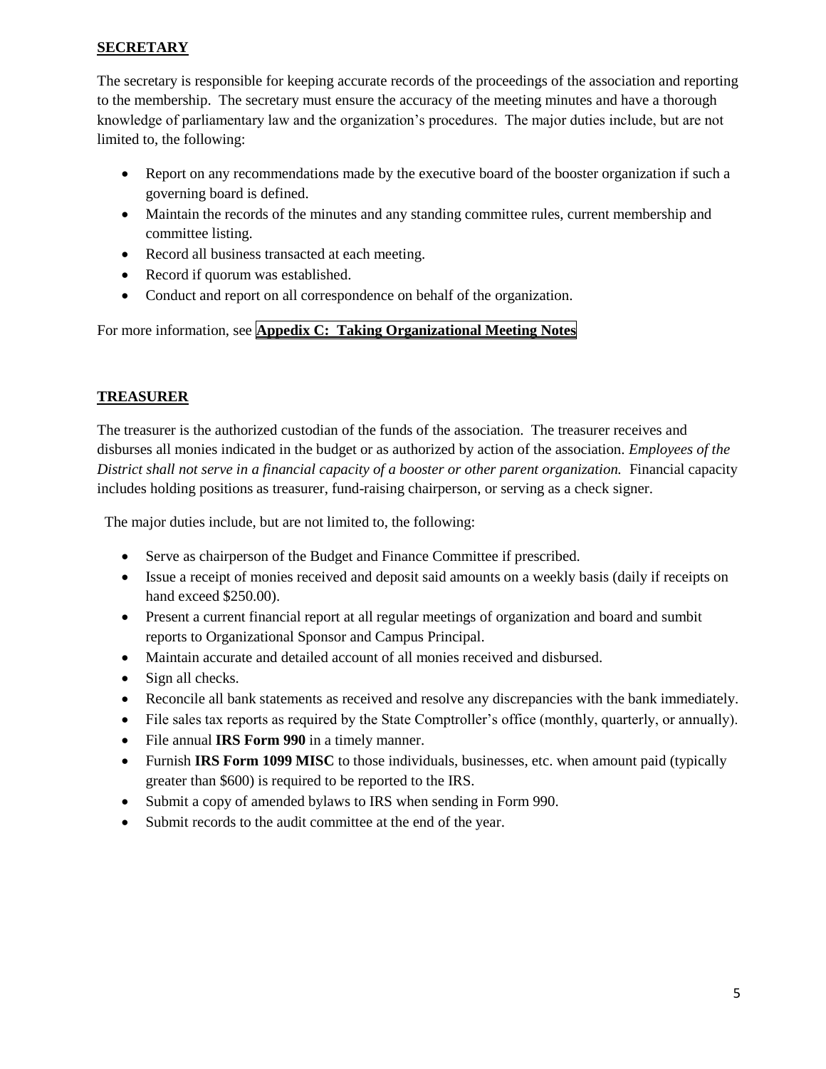## SECRETARY

The secretary is responsible for keeping accurate records of the proceedings of the association and reporting to the membership. The secretary must ensure the accuracy of the meeting minutes and have a thorough knowledge of parliamentary law and the organization's procedures. The major duties include, but are not limited to, the following:

- Report on any recommendations made by the executive board of the booster organization if such a governing board is defined.
- Maintain the records of the minutes and any standing committee rules, current membership and committee listing.
- Record all business transacted at each meeting.
- Record if quorum was established.
- Conduct and report on all correspondence on behalf of the organization.

For more information, see **Appendix C: Taking Organizational Meeting Notes**

## TREASURER

The treasurer is the authorized custodian of the funds of the association. The treasurer receives and disburses all monies indicated in the budget or as authorized by action of the association. *Employees of the District shall not serve in a financial capacity of a booster or other parent organization.* Financial capacity includes holding positions as treasurer, fund-raising chairperson, or serving as a check signer.

The major duties include, but are not limited to, the following:

- Serve as chairperson of the Budget and Finance Committee if prescribed.
- Issue a receipt of monies received and deposit said amounts on a weekly basis (daily if receipts on hand exceed $250.00).
- Present a current financial report at all regular meetings of organization and board and sumbit reports to Organizational Sponsor and Campus Principal.
- Maintain accurate and detailed account of all monies received and disbursed.
- Sign all checks.
- Reconcile all bank statements as received and resolve any discrepancies with the bank immediately.
- File sales tax reports as required by the State Comptroller's office (monthly, quarterly, or annually).
- File annual **IRS Form 990** in a timely manner.
- Furnish **IRS Form 1099 MISC** to those individuals, businesses, etc. when amount paid (typically greater than $600) is required to be reported to the IRS.
- Submit a copy of amended bylaws to IRS when sending in Form 990.
- Submit records to the audit committee at the end of the year.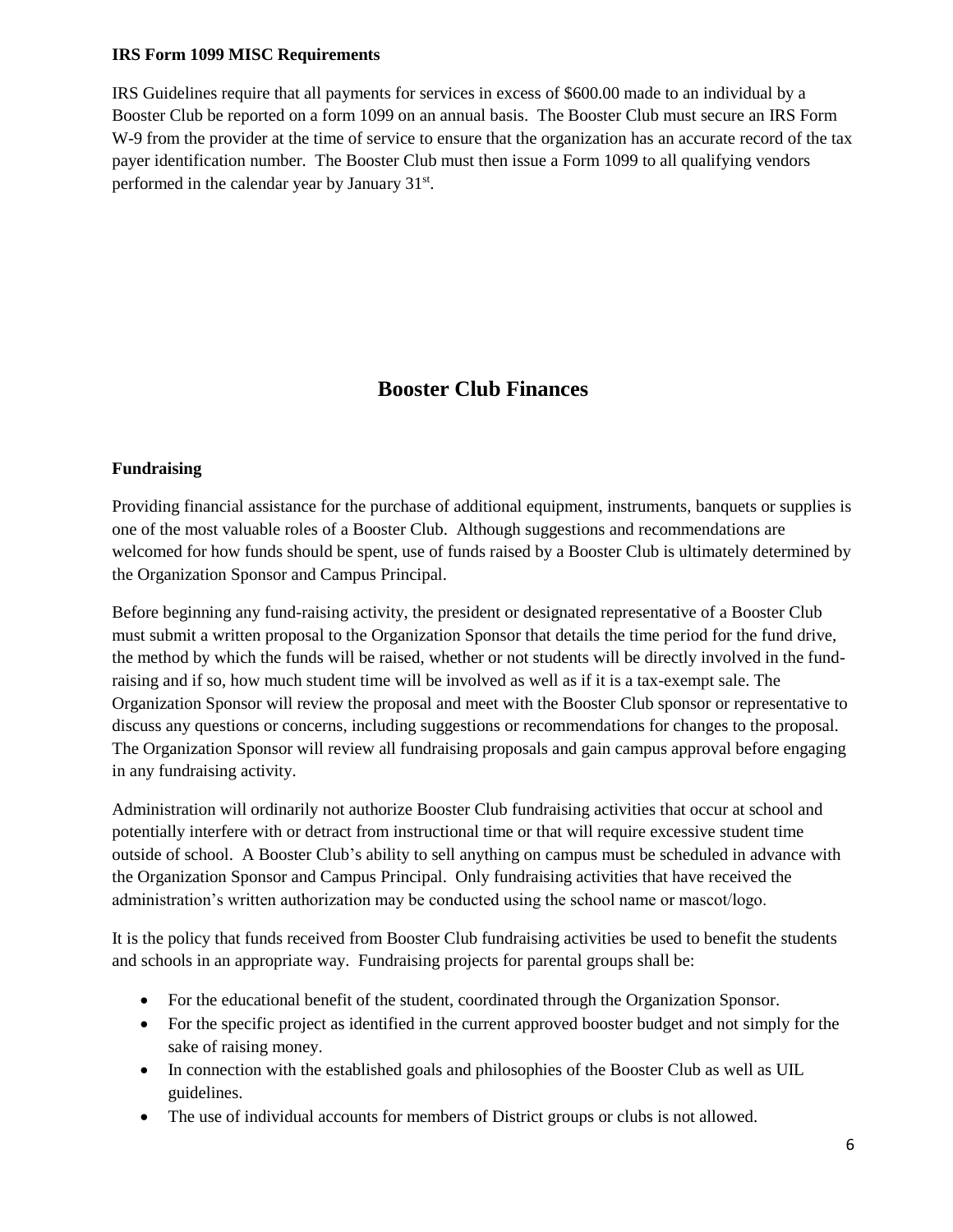### IRS Form 1099 MISC Requirements

IRS Guidelines require that all payments for services in excess of $600.00 made to an individual by a Booster Club be reported on a form 1099 on an annual basis. The Booster Club must secure an IRS Form W-9 from the provider at the time of service to ensure that the organization has an accurate record of the tax payer identification number. The Booster Club must then issue a Form 1099 to all qualifying vendors performed in the calendar year by January 31st.

## Booster Club Finances

### Fundraising

Providing financial assistance for the purchase of additional equipment, instruments, banquets or supplies is one of the most valuable roles of a Booster Club. Although suggestions and recommendations are welcomed for how funds should be spent, use of funds raised by a Booster Club is ultimately determined by the Organization Sponsor and Campus Principal.

Before beginning any fund-raising activity, the president or designated representative of a Booster Club must submit a written proposal to the Organization Sponsor that details the time period for the fund drive, the method by which the funds will be raised, whether or not students will be directly involved in the fund-raising and if so, how much student time will be involved as well as if it is a tax-exempt sale. The Organization Sponsor will review the proposal and meet with the Booster Club sponsor or representative to discuss any questions or concerns, including suggestions or recommendations for changes to the proposal. The Organization Sponsor will review all fundraising proposals and gain campus approval before engaging in any fundraising activity.

Administration will ordinarily not authorize Booster Club fundraising activities that occur at school and potentially interfere with or detract from instructional time or that will require excessive student time outside of school. A Booster Club's ability to sell anything on campus must be scheduled in advance with the Organization Sponsor and Campus Principal. Only fundraising activities that have received the administration's written authorization may be conducted using the school name or mascot/logo.

It is the policy that funds received from Booster Club fundraising activities be used to benefit the students and schools in an appropriate way. Fundraising projects for parental groups shall be:

- For the educational benefit of the student, coordinated through the Organization Sponsor.
- For the specific project as identified in the current approved booster budget and not simply for the sake of raising money.
- In connection with the established goals and philosophies of the Booster Club as well as UIL guidelines.
- The use of individual accounts for members of District groups or clubs is not allowed.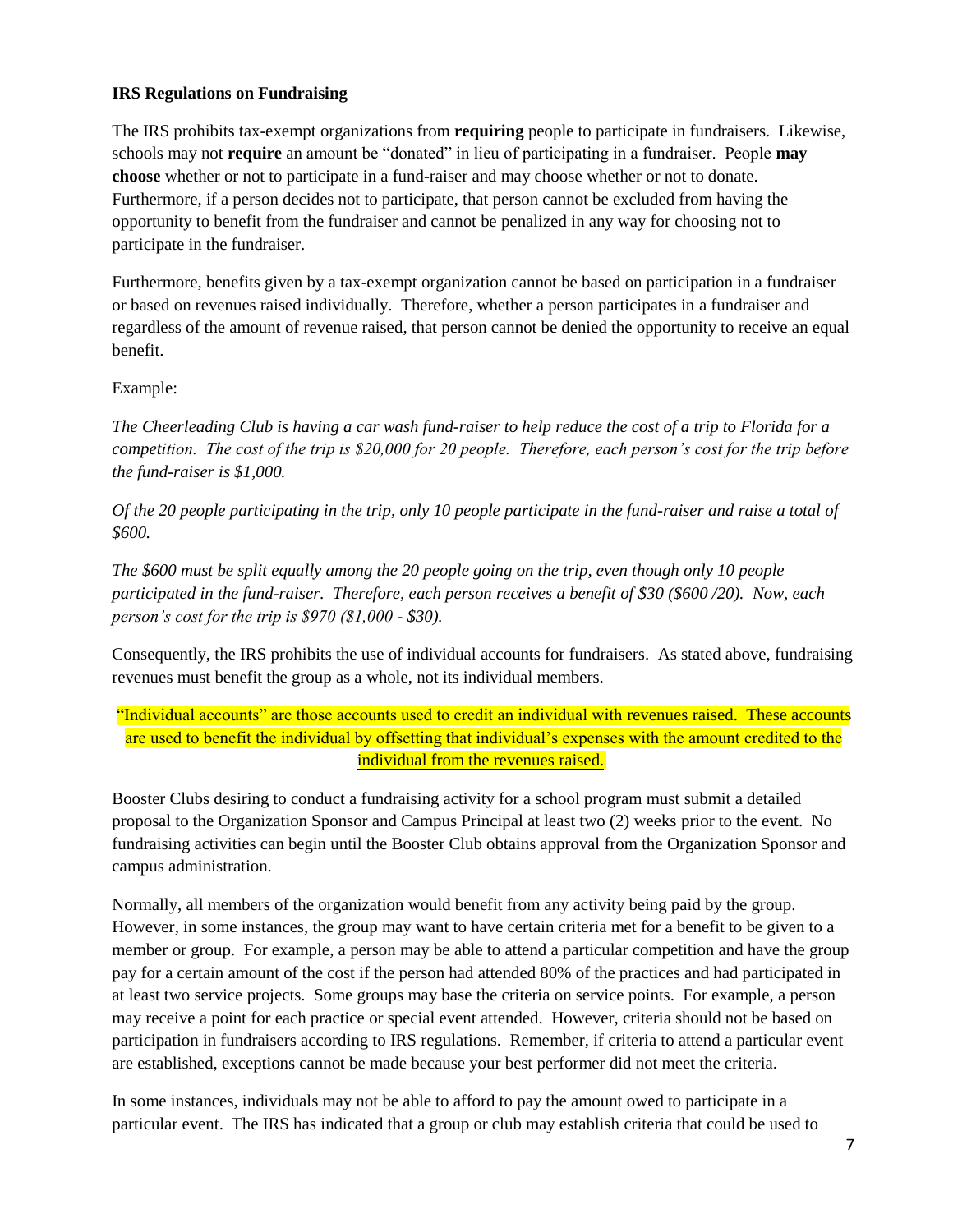### IRS Regulations on Fundraising

The IRS prohibits tax-exempt organizations from **requiring** people to participate in fundraisers. Likewise, schools may not **require** an amount be "donated" in lieu of participating in a fundraiser. People **may choose** whether or not to participate in a fund-raiser and may choose whether or not to donate. Furthermore, if a person decides not to participate, that person cannot be excluded from having the opportunity to benefit from the fundraiser and cannot be penalized in any way for choosing not to participate in the fundraiser.

Furthermore, benefits given by a tax-exempt organization cannot be based on participation in a fundraiser or based on revenues raised individually. Therefore, whether a person participates in a fundraiser and regardless of the amount of revenue raised, that person cannot be denied the opportunity to receive an equal benefit.

Example:

*The Cheerleading Club is having a car wash fund-raiser to help reduce the cost of a trip to Florida for a competition. The cost of the trip is $20,000 for 20 people. Therefore, each person's cost for the trip before the fund-raiser is $1,000.*

*Of the 20 people participating in the trip, only 10 people participate in the fund-raiser and raise a total of $600.*

*The $600 must be split equally among the 20 people going on the trip, even though only 10 people participated in the fund-raiser. Therefore, each person receives a benefit of $30 ($600 /20). Now, each person's cost for the trip is $970 ($1,000 - $30).*

Consequently, the IRS prohibits the use of individual accounts for fundraisers. As stated above, fundraising revenues must benefit the group as a whole, not its individual members.

"Individual accounts" are those accounts used to credit an individual with revenues raised. These accounts are used to benefit the individual by offsetting that individual's expenses with the amount credited to the individual from the revenues raised.

Booster Clubs desiring to conduct a fundraising activity for a school program must submit a detailed proposal to the Organization Sponsor and Campus Principal at least two (2) weeks prior to the event. No fundraising activities can begin until the Booster Club obtains approval from the Organization Sponsor and campus administration.

Normally, all members of the organization would benefit from any activity being paid by the group. However, in some instances, the group may want to have certain criteria met for a benefit to be given to a member or group. For example, a person may be able to attend a particular competition and have the group pay for a certain amount of the cost if the person had attended 80% of the practices and had participated in at least two service projects. Some groups may base the criteria on service points. For example, a person may receive a point for each practice or special event attended. However, criteria should not be based on participation in fundraisers according to IRS regulations. Remember, if criteria to attend a particular event are established, exceptions cannot be made because your best performer did not meet the criteria.

In some instances, individuals may not be able to afford to pay the amount owed to participate in a particular event. The IRS has indicated that a group or club may establish criteria that could be used to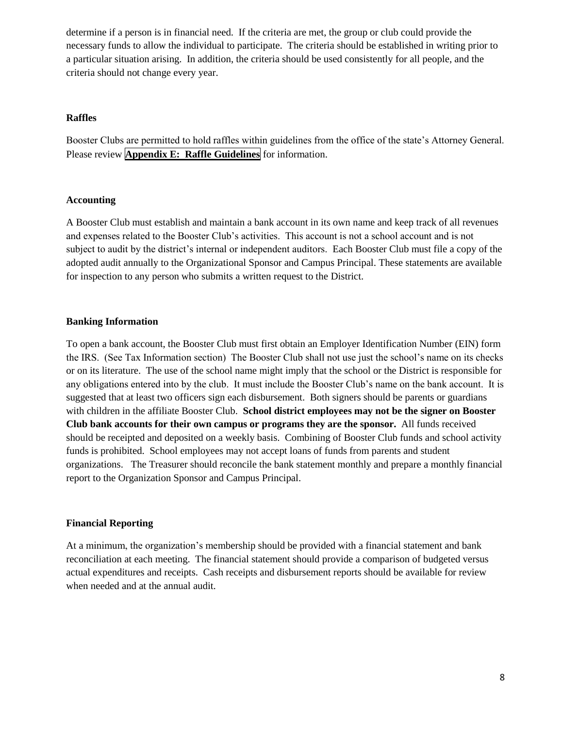determine if a person is in financial need. If the criteria are met, the group or club could provide the necessary funds to allow the individual to participate. The criteria should be established in writing prior to a particular situation arising. In addition, the criteria should be used consistently for all people, and the criteria should not change every year.

### Raffles

Booster Clubs are permitted to hold raffles within guidelines from the office of the state's Attorney General. Please review **Appendix E: Raffle Guidelines** for information.

### Accounting

A Booster Club must establish and maintain a bank account in its own name and keep track of all revenues and expenses related to the Booster Club's activities. This account is not a school account and is not subject to audit by the district's internal or independent auditors. Each Booster Club must file a copy of the adopted audit annually to the Organizational Sponsor and Campus Principal. These statements are available for inspection to any person who submits a written request to the District.

### Banking Information

To open a bank account, the Booster Club must first obtain an Employer Identification Number (EIN) form the IRS. (See Tax Information section) The Booster Club shall not use just the school's name on its checks or on its literature. The use of the school name might imply that the school or the District is responsible for any obligations entered into by the club. It must include the Booster Club's name on the bank account. It is suggested that at least two officers sign each disbursement. Both signers should be parents or guardians with children in the affiliate Booster Club. **School district employees may not be the signer on Booster Club bank accounts for their own campus or programs they are the sponsor.** All funds received should be receipted and deposited on a weekly basis. Combining of Booster Club funds and school activity funds is prohibited. School employees may not accept loans of funds from parents and student organizations. The Treasurer should reconcile the bank statement monthly and prepare a monthly financial report to the Organization Sponsor and Campus Principal.

### Financial Reporting

At a minimum, the organization's membership should be provided with a financial statement and bank reconciliation at each meeting. The financial statement should provide a comparison of budgeted versus actual expenditures and receipts. Cash receipts and disbursement reports should be available for review when needed and at the annual audit.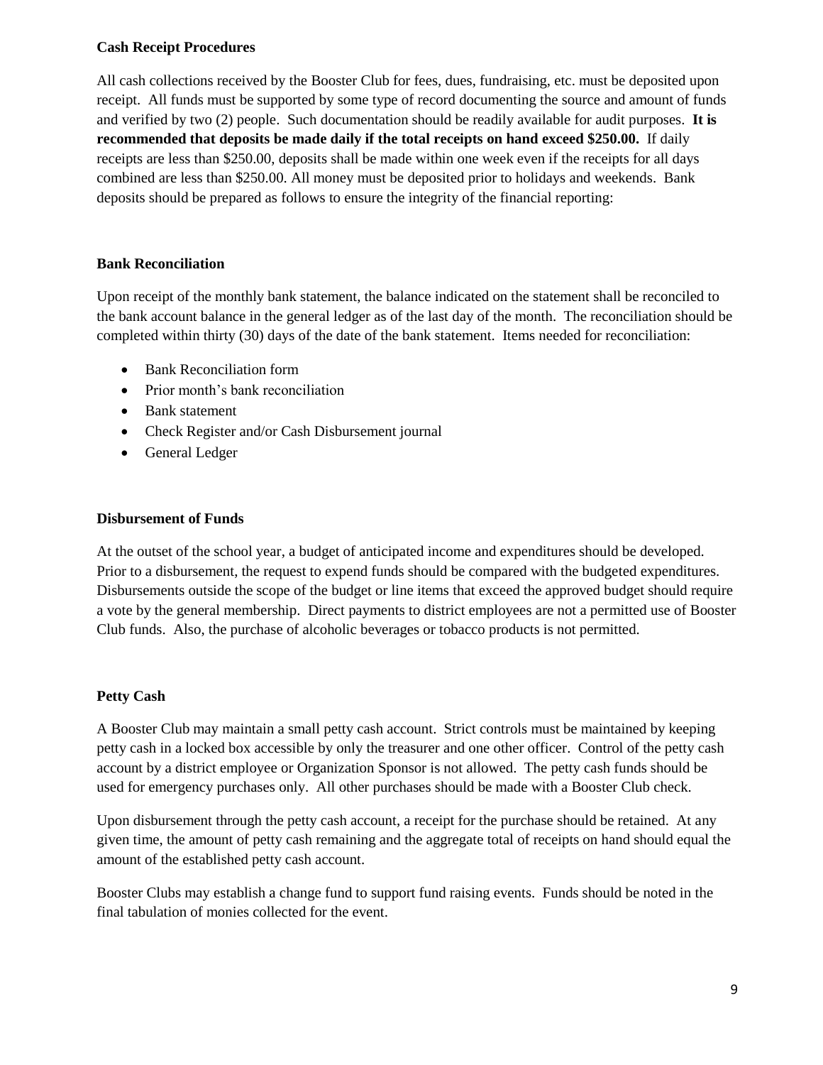**Cash Receipt Procedures**

All cash collections received by the Booster Club for fees, dues, fundraising, etc. must be deposited upon receipt. All funds must be supported by some type of record documenting the source and amount of funds and verified by two (2) people. Such documentation should be readily available for audit purposes. **It is recommended that deposits be made daily if the total receipts on hand exceed $250.00.** If daily receipts are less than $250.00, deposits shall be made within one week even if the receipts for all days combined are less than $250.00. All money must be deposited prior to holidays and weekends. Bank deposits should be prepared as follows to ensure the integrity of the financial reporting:

**Bank Reconciliation**

Upon receipt of the monthly bank statement, the balance indicated on the statement shall be reconciled to the bank account balance in the general ledger as of the last day of the month. The reconciliation should be completed within thirty (30) days of the date of the bank statement. Items needed for reconciliation:

- Bank Reconciliation form
- Prior month's bank reconciliation
- Bank statement
- Check Register and/or Cash Disbursement journal
- General Ledger

**Disbursement of Funds**

At the outset of the school year, a budget of anticipated income and expenditures should be developed. Prior to a disbursement, the request to expend funds should be compared with the budgeted expenditures. Disbursements outside the scope of the budget or line items that exceed the approved budget should require a vote by the general membership. Direct payments to district employees are not a permitted use of Booster Club funds. Also, the purchase of alcoholic beverages or tobacco products is not permitted.

**Petty Cash**

A Booster Club may maintain a small petty cash account. Strict controls must be maintained by keeping petty cash in a locked box accessible by only the treasurer and one other officer. Control of the petty cash account by a district employee or Organization Sponsor is not allowed. The petty cash funds should be used for emergency purchases only. All other purchases should be made with a Booster Club check.

Upon disbursement through the petty cash account, a receipt for the purchase should be retained. At any given time, the amount of petty cash remaining and the aggregate total of receipts on hand should equal the amount of the established petty cash account.

Booster Clubs may establish a change fund to support fund raising events. Funds should be noted in the final tabulation of monies collected for the event.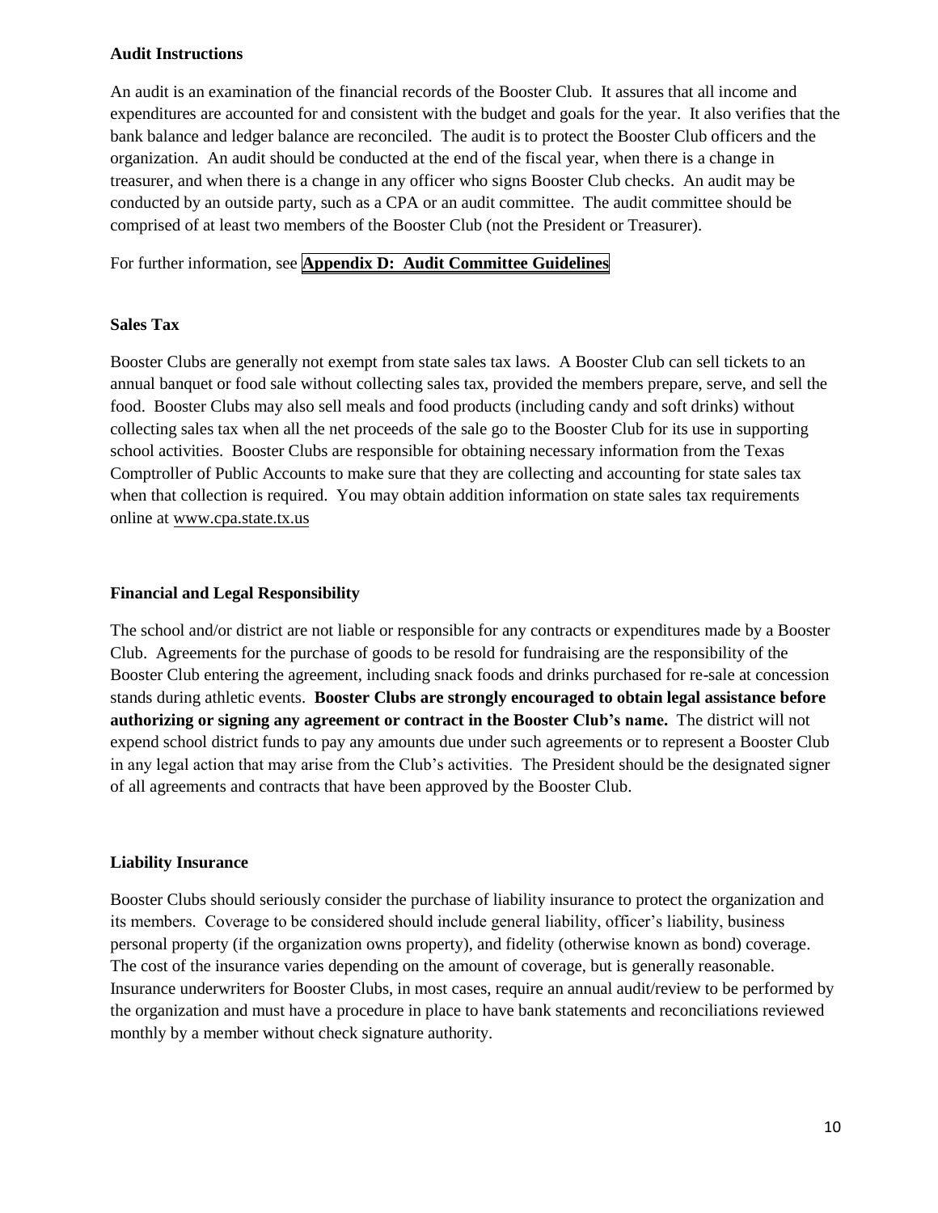### Audit Instructions

An audit is an examination of the financial records of the Booster Club. It assures that all income and expenditures are accounted for and consistent with the budget and goals for the year. It also verifies that the bank balance and ledger balance are reconciled. The audit is to protect the Booster Club officers and the organization. An audit should be conducted at the end of the fiscal year, when there is a change in treasurer, and when there is a change in any officer who signs Booster Club checks. An audit may be conducted by an outside party, such as a CPA or an audit committee. The audit committee should be comprised of at least two members of the Booster Club (not the President or Treasurer).

For further information, see **Appendix D: Audit Committee Guidelines**

### Sales Tax

Booster Clubs are generally not exempt from state sales tax laws. A Booster Club can sell tickets to an annual banquet or food sale without collecting sales tax, provided the members prepare, serve, and sell the food. Booster Clubs may also sell meals and food products (including candy and soft drinks) without collecting sales tax when all the net proceeds of the sale go to the Booster Club for its use in supporting school activities. Booster Clubs are responsible for obtaining necessary information from the Texas Comptroller of Public Accounts to make sure that they are collecting and accounting for state sales tax when that collection is required. You may obtain addition information on state sales tax requirements online at www.cpa.state.tx.us

### Financial and Legal Responsibility

The school and/or district are not liable or responsible for any contracts or expenditures made by a Booster Club. Agreements for the purchase of goods to be resold for fundraising are the responsibility of the Booster Club entering the agreement, including snack foods and drinks purchased for re-sale at concession stands during athletic events. **Booster Clubs are strongly encouraged to obtain legal assistance before authorizing or signing any agreement or contract in the Booster Club's name.** The district will not expend school district funds to pay any amounts due under such agreements or to represent a Booster Club in any legal action that may arise from the Club's activities. The President should be the designated signer of all agreements and contracts that have been approved by the Booster Club.

### Liability Insurance

Booster Clubs should seriously consider the purchase of liability insurance to protect the organization and its members. Coverage to be considered should include general liability, officer's liability, business personal property (if the organization owns property), and fidelity (otherwise known as bond) coverage. The cost of the insurance varies depending on the amount of coverage, but is generally reasonable. Insurance underwriters for Booster Clubs, in most cases, require an annual audit/review to be performed by the organization and must have a procedure in place to have bank statements and reconciliations reviewed monthly by a member without check signature authority.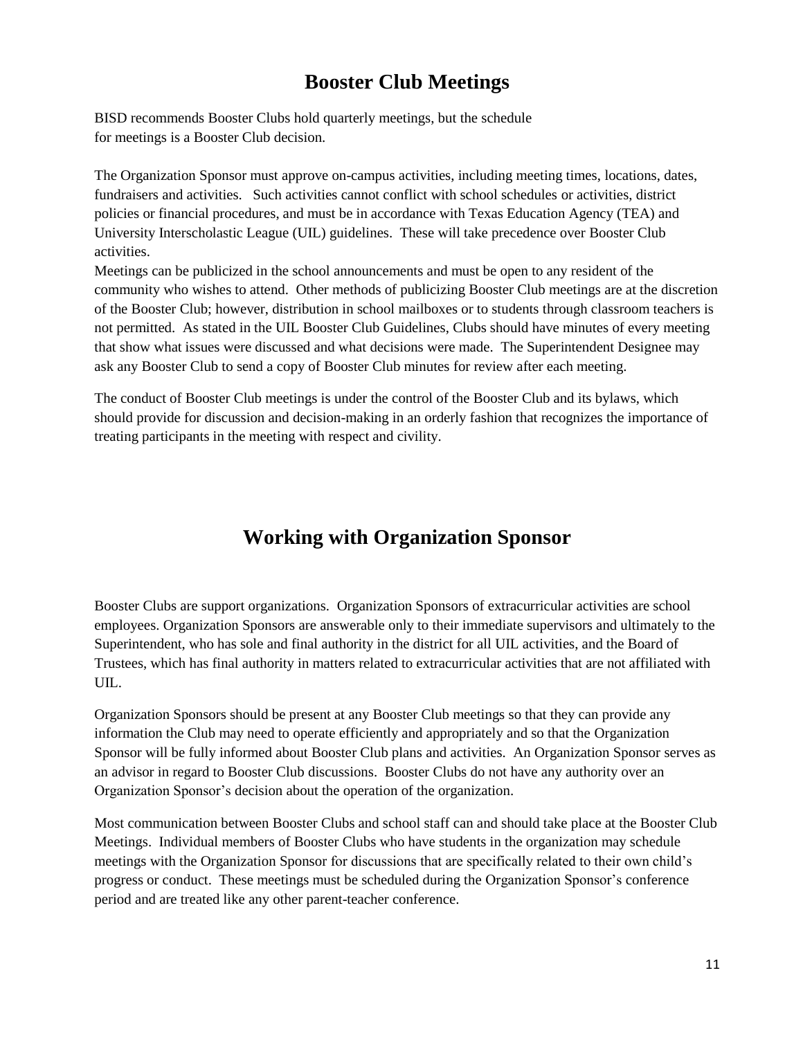## Booster Club Meetings

BISD recommends Booster Clubs hold quarterly meetings, but the schedule for meetings is a Booster Club decision.

The Organization Sponsor must approve on-campus activities, including meeting times, locations, dates, fundraisers and activities. Such activities cannot conflict with school schedules or activities, district policies or financial procedures, and must be in accordance with Texas Education Agency (TEA) and University Interscholastic League (UIL) guidelines. These will take precedence over Booster Club activities.

Meetings can be publicized in the school announcements and must be open to any resident of the community who wishes to attend. Other methods of publicizing Booster Club meetings are at the discretion of the Booster Club; however, distribution in school mailboxes or to students through classroom teachers is not permitted. As stated in the UIL Booster Club Guidelines, Clubs should have minutes of every meeting that show what issues were discussed and what decisions were made. The Superintendent Designee may ask any Booster Club to send a copy of Booster Club minutes for review after each meeting.

The conduct of Booster Club meetings is under the control of the Booster Club and its bylaws, which should provide for discussion and decision-making in an orderly fashion that recognizes the importance of treating participants in the meeting with respect and civility.

## Working with Organization Sponsor

Booster Clubs are support organizations. Organization Sponsors of extracurricular activities are school employees. Organization Sponsors are answerable only to their immediate supervisors and ultimately to the Superintendent, who has sole and final authority in the district for all UIL activities, and the Board of Trustees, which has final authority in matters related to extracurricular activities that are not affiliated with UIL.

Organization Sponsors should be present at any Booster Club meetings so that they can provide any information the Club may need to operate efficiently and appropriately and so that the Organization Sponsor will be fully informed about Booster Club plans and activities. An Organization Sponsor serves as an advisor in regard to Booster Club discussions. Booster Clubs do not have any authority over an Organization Sponsor's decision about the operation of the organization.

Most communication between Booster Clubs and school staff can and should take place at the Booster Club Meetings. Individual members of Booster Clubs who have students in the organization may schedule meetings with the Organization Sponsor for discussions that are specifically related to their own child's progress or conduct. These meetings must be scheduled during the Organization Sponsor's conference period and are treated like any other parent-teacher conference.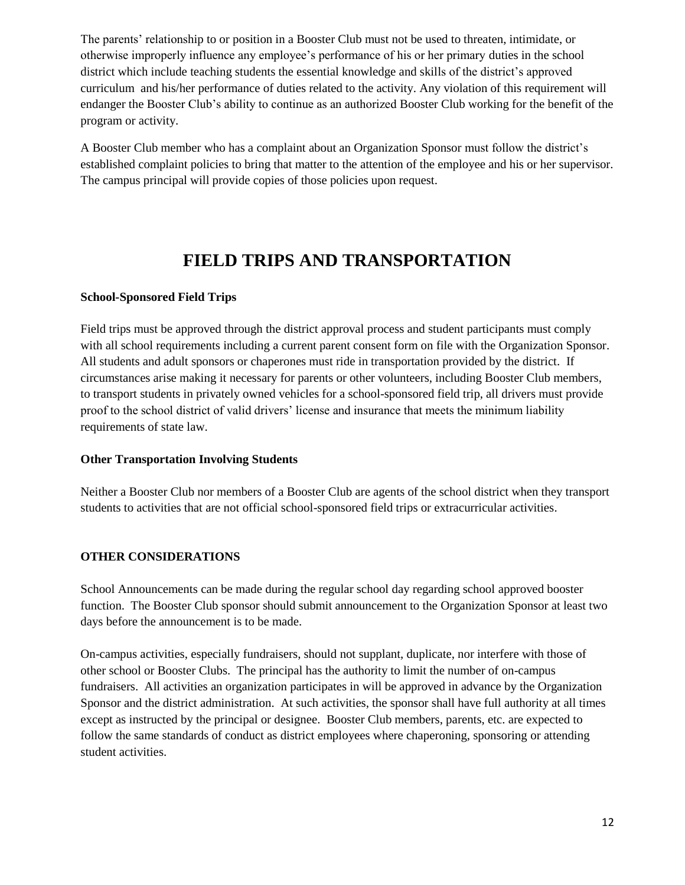The parents' relationship to or position in a Booster Club must not be used to threaten, intimidate, or otherwise improperly influence any employee's performance of his or her primary duties in the school district which include teaching students the essential knowledge and skills of the district's approved curriculum and his/her performance of duties related to the activity. Any violation of this requirement will endanger the Booster Club's ability to continue as an authorized Booster Club working for the benefit of the program or activity.

A Booster Club member who has a complaint about an Organization Sponsor must follow the district's established complaint policies to bring that matter to the attention of the employee and his or her supervisor. The campus principal will provide copies of those policies upon request.

# FIELD TRIPS AND TRANSPORTATION

**School-Sponsored Field Trips**

Field trips must be approved through the district approval process and student participants must comply with all school requirements including a current parent consent form on file with the Organization Sponsor. All students and adult sponsors or chaperones must ride in transportation provided by the district. If circumstances arise making it necessary for parents or other volunteers, including Booster Club members, to transport students in privately owned vehicles for a school-sponsored field trip, all drivers must provide proof to the school district of valid drivers' license and insurance that meets the minimum liability requirements of state law.

**Other Transportation Involving Students**

Neither a Booster Club nor members of a Booster Club are agents of the school district when they transport students to activities that are not official school-sponsored field trips or extracurricular activities.

**OTHER CONSIDERATIONS**

School Announcements can be made during the regular school day regarding school approved booster function. The Booster Club sponsor should submit announcement to the Organization Sponsor at least two days before the announcement is to be made.

On-campus activities, especially fundraisers, should not supplant, duplicate, nor interfere with those of other school or Booster Clubs. The principal has the authority to limit the number of on-campus fundraisers. All activities an organization participates in will be approved in advance by the Organization Sponsor and the district administration. At such activities, the sponsor shall have full authority at all times except as instructed by the principal or designee. Booster Club members, parents, etc. are expected to follow the same standards of conduct as district employees where chaperoning, sponsoring or attending student activities.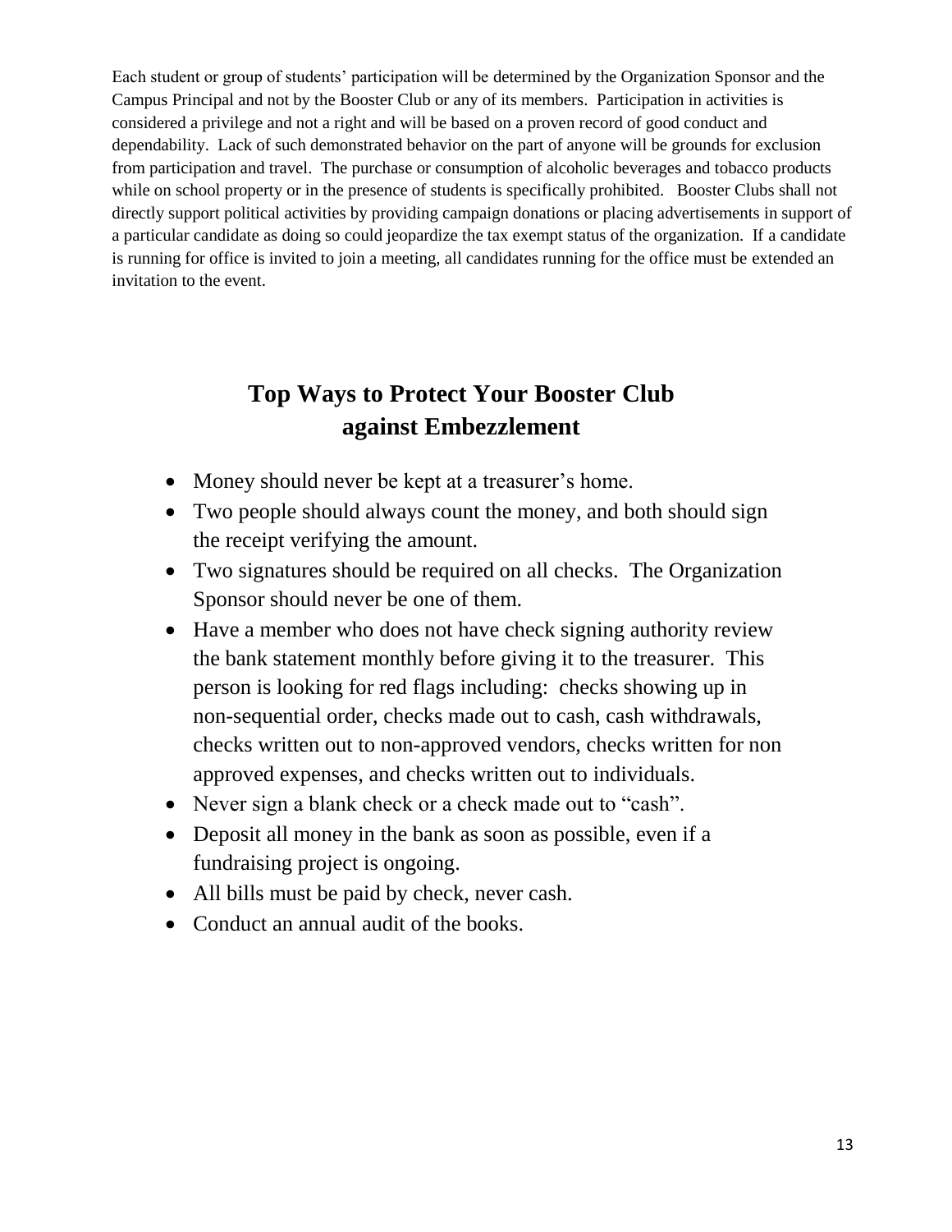Each student or group of students' participation will be determined by the Organization Sponsor and the Campus Principal and not by the Booster Club or any of its members. Participation in activities is considered a privilege and not a right and will be based on a proven record of good conduct and dependability. Lack of such demonstrated behavior on the part of anyone will be grounds for exclusion from participation and travel. The purchase or consumption of alcoholic beverages and tobacco products while on school property or in the presence of students is specifically prohibited. Booster Clubs shall not directly support political activities by providing campaign donations or placing advertisements in support of a particular candidate as doing so could jeopardize the tax exempt status of the organization. If a candidate is running for office is invited to join a meeting, all candidates running for the office must be extended an invitation to the event.

## Top Ways to Protect Your Booster Club against Embezzlement

- Money should never be kept at a treasurer's home.
- Two people should always count the money, and both should sign the receipt verifying the amount.
- Two signatures should be required on all checks. The Organization Sponsor should never be one of them.
- Have a member who does not have check signing authority review the bank statement monthly before giving it to the treasurer. This person is looking for red flags including: checks showing up in non-sequential order, checks made out to cash, cash withdrawals, checks written out to non-approved vendors, checks written for non approved expenses, and checks written out to individuals.
- Never sign a blank check or a check made out to "cash".
- Deposit all money in the bank as soon as possible, even if a fundraising project is ongoing.
- All bills must be paid by check, never cash.
- Conduct an annual audit of the books.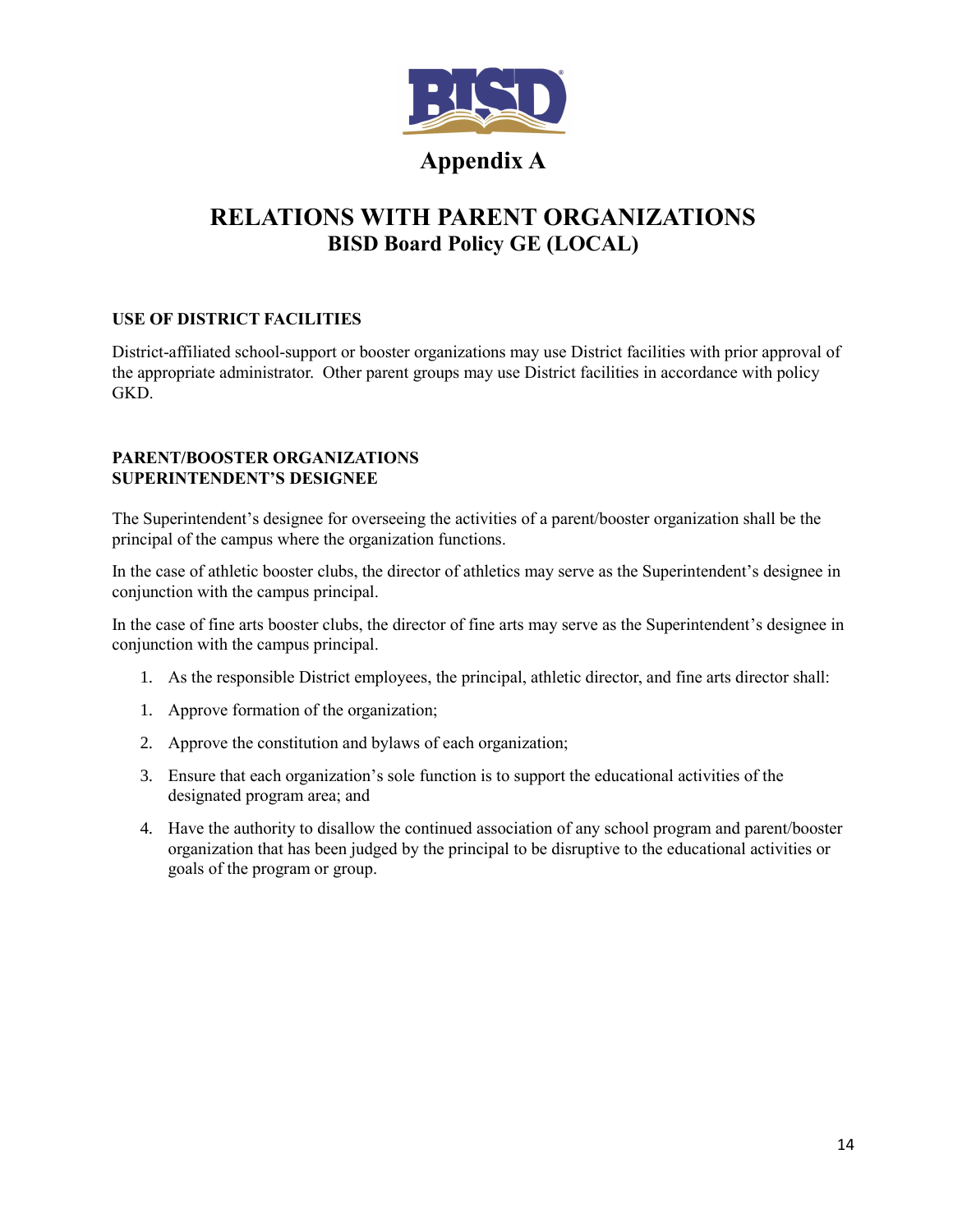# Appendix A

## RELATIONS WITH PARENT ORGANIZATIONS
### BISD Board Policy GE (LOCAL)

**USE OF DISTRICT FACILITIES**

District-affiliated school-support or booster organizations may use District facilities with prior approval of the appropriate administrator. Other parent groups may use District facilities in accordance with policy GKD.

**PARENT/BOOSTER ORGANIZATIONS**
**SUPERINTENDENT'S DESIGNEE**

The Superintendent's designee for overseeing the activities of a parent/booster organization shall be the principal of the campus where the organization functions.

In the case of athletic booster clubs, the director of athletics may serve as the Superintendent's designee in conjunction with the campus principal.

In the case of fine arts booster clubs, the director of fine arts may serve as the Superintendent's designee in conjunction with the campus principal.

1. As the responsible District employees, the principal, athletic director, and fine arts director shall:

1. Approve formation of the organization;
2. Approve the constitution and bylaws of each organization;
3. Ensure that each organization's sole function is to support the educational activities of the designated program area; and
4. Have the authority to disallow the continued association of any school program and parent/booster organization that has been judged by the principal to be disruptive to the educational activities or goals of the program or group.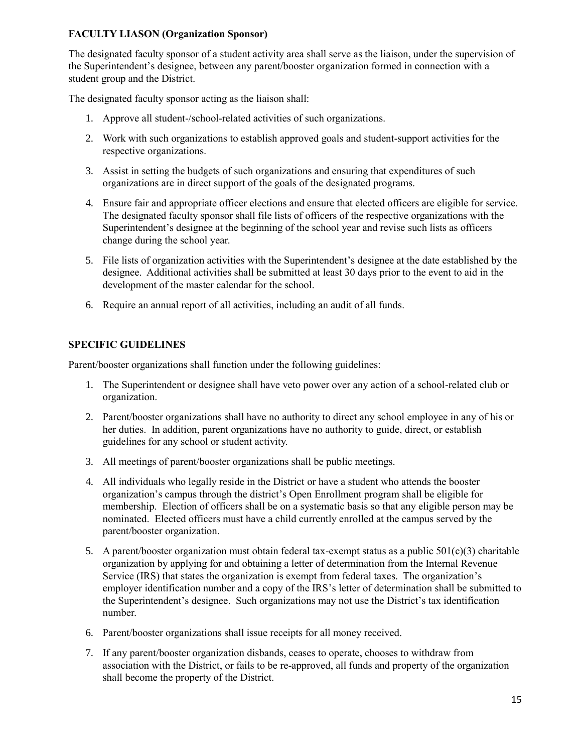**FACULTY LIASON (Organization Sponsor)**

The designated faculty sponsor of a student activity area shall serve as the liaison, under the supervision of the Superintendent's designee, between any parent/booster organization formed in connection with a student group and the District.

The designated faculty sponsor acting as the liaison shall:

1. Approve all student-/school-related activities of such organizations.
2. Work with such organizations to establish approved goals and student-support activities for the respective organizations.
3. Assist in setting the budgets of such organizations and ensuring that expenditures of such organizations are in direct support of the goals of the designated programs.
4. Ensure fair and appropriate officer elections and ensure that elected officers are eligible for service. The designated faculty sponsor shall file lists of officers of the respective organizations with the Superintendent's designee at the beginning of the school year and revise such lists as officers change during the school year.
5. File lists of organization activities with the Superintendent's designee at the date established by the designee. Additional activities shall be submitted at least 30 days prior to the event to aid in the development of the master calendar for the school.
6. Require an annual report of all activities, including an audit of all funds.

**SPECIFIC GUIDELINES**

Parent/booster organizations shall function under the following guidelines:

1. The Superintendent or designee shall have veto power over any action of a school-related club or organization.
2. Parent/booster organizations shall have no authority to direct any school employee in any of his or her duties. In addition, parent organizations have no authority to guide, direct, or establish guidelines for any school or student activity.
3. All meetings of parent/booster organizations shall be public meetings.
4. All individuals who legally reside in the District or have a student who attends the booster organization's campus through the district's Open Enrollment program shall be eligible for membership. Election of officers shall be on a systematic basis so that any eligible person may be nominated. Elected officers must have a child currently enrolled at the campus served by the parent/booster organization.
5. A parent/booster organization must obtain federal tax-exempt status as a public 501(c)(3) charitable organization by applying for and obtaining a letter of determination from the Internal Revenue Service (IRS) that states the organization is exempt from federal taxes. The organization's employer identification number and a copy of the IRS's letter of determination shall be submitted to the Superintendent's designee. Such organizations may not use the District's tax identification number.
6. Parent/booster organizations shall issue receipts for all money received.
7. If any parent/booster organization disbands, ceases to operate, chooses to withdraw from association with the District, or fails to be re-approved, all funds and property of the organization shall become the property of the District.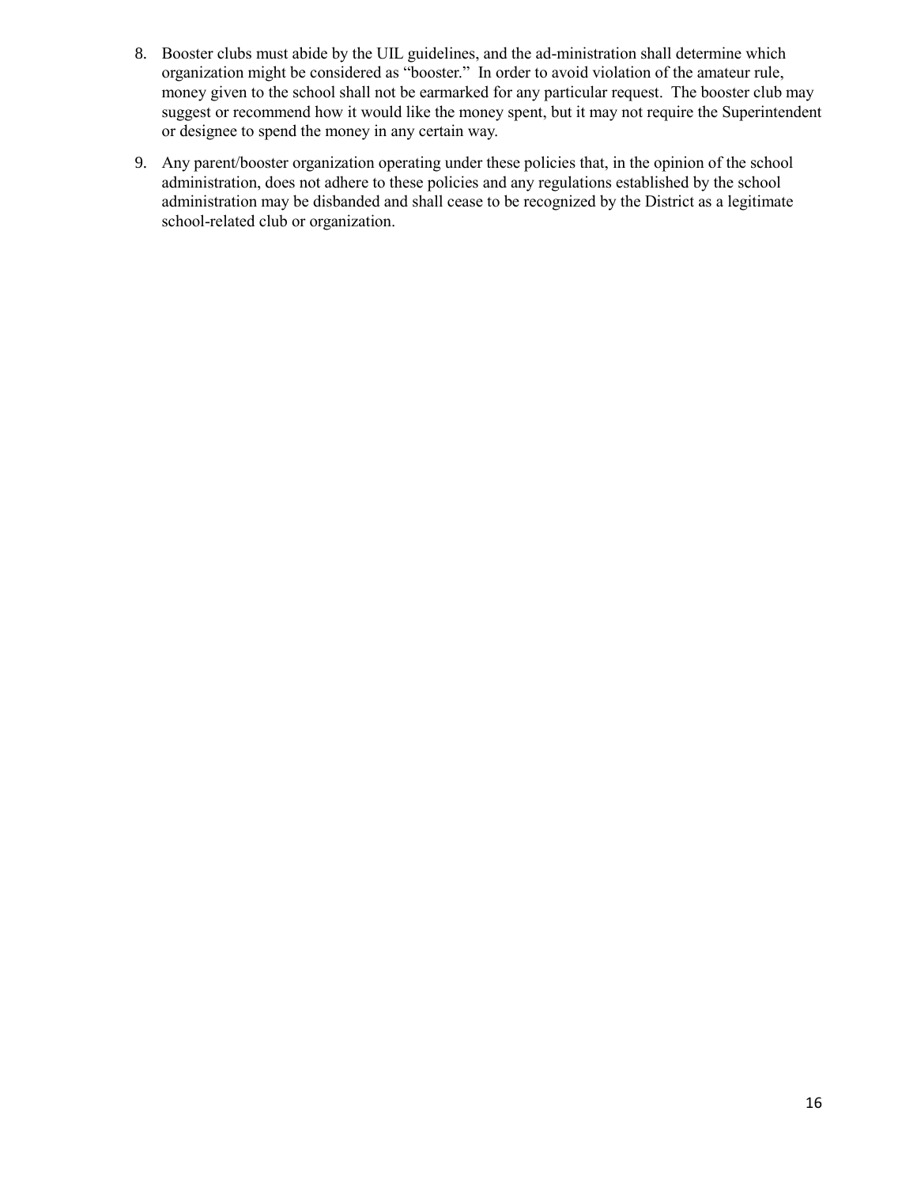8. Booster clubs must abide by the UIL guidelines, and the ad-ministration shall determine which organization might be considered as "booster." In order to avoid violation of the amateur rule, money given to the school shall not be earmarked for any particular request. The booster club may suggest or recommend how it would like the money spent, but it may not require the Superintendent or designee to spend the money in any certain way.

9. Any parent/booster organization operating under these policies that, in the opinion of the school administration, does not adhere to these policies and any regulations established by the school administration may be disbanded and shall cease to be recognized by the District as a legitimate school-related club or organization.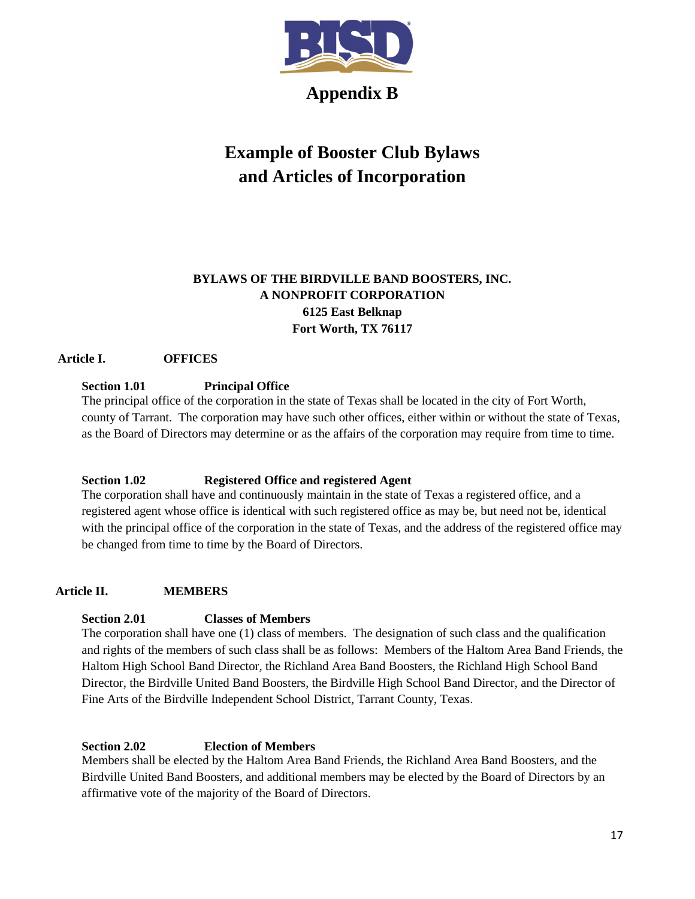# Appendix B

# Example of Booster Club Bylaws and Articles of Incorporation

**BYLAWS OF THE BIRDVILLE BAND BOOSTERS, INC.**
**A NONPROFIT CORPORATION**
**6125 East Belknap**
**Fort Worth, TX 76117**

## Article I. OFFICES

### Section 1.01 Principal Office

The principal office of the corporation in the state of Texas shall be located in the city of Fort Worth, county of Tarrant. The corporation may have such other offices, either within or without the state of Texas, as the Board of Directors may determine or as the affairs of the corporation may require from time to time.

### Section 1.02 Registered Office and registered Agent

The corporation shall have and continuously maintain in the state of Texas a registered office, and a registered agent whose office is identical with such registered office as may be, but need not be, identical with the principal office of the corporation in the state of Texas, and the address of the registered office may be changed from time to time by the Board of Directors.

## Article II. MEMBERS

### Section 2.01 Classes of Members

The corporation shall have one (1) class of members. The designation of such class and the qualification and rights of the members of such class shall be as follows: Members of the Haltom Area Band Friends, the Haltom High School Band Director, the Richland Area Band Boosters, the Richland High School Band Director, the Birdville United Band Boosters, the Birdville High School Band Director, and the Director of Fine Arts of the Birdville Independent School District, Tarrant County, Texas.

### Section 2.02 Election of Members

Members shall be elected by the Haltom Area Band Friends, the Richland Area Band Boosters, and the Birdville United Band Boosters, and additional members may be elected by the Board of Directors by an affirmative vote of the majority of the Board of Directors.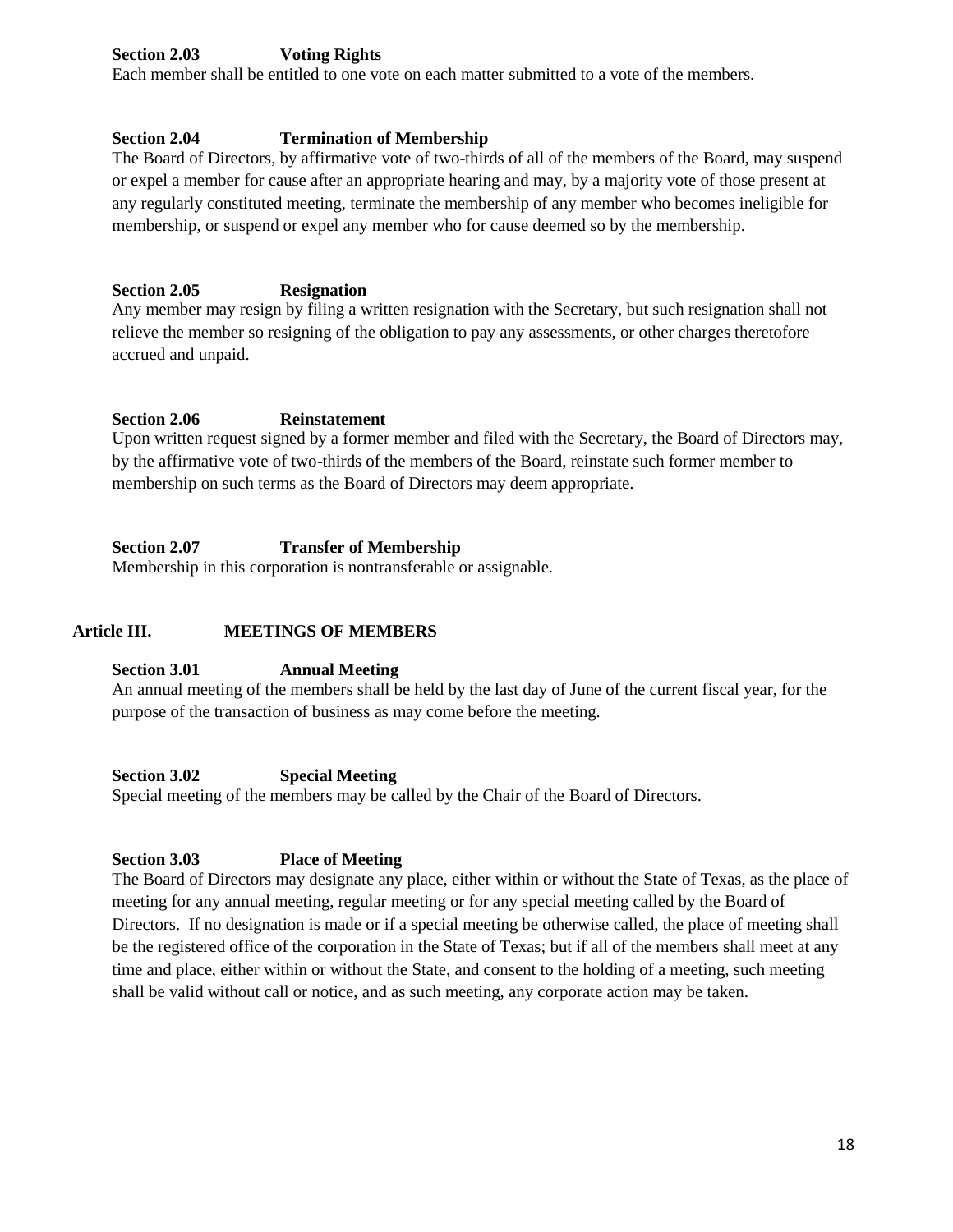**Section 2.03 Voting Rights**

Each member shall be entitled to one vote on each matter submitted to a vote of the members.

**Section 2.04 Termination of Membership**

The Board of Directors, by affirmative vote of two-thirds of all of the members of the Board, may suspend or expel a member for cause after an appropriate hearing and may, by a majority vote of those present at any regularly constituted meeting, terminate the membership of any member who becomes ineligible for membership, or suspend or expel any member who for cause deemed so by the membership.

**Section 2.05 Resignation**

Any member may resign by filing a written resignation with the Secretary, but such resignation shall not relieve the member so resigning of the obligation to pay any assessments, or other charges theretofore accrued and unpaid.

**Section 2.06 Reinstatement**

Upon written request signed by a former member and filed with the Secretary, the Board of Directors may, by the affirmative vote of two-thirds of the members of the Board, reinstate such former member to membership on such terms as the Board of Directors may deem appropriate.

**Section 2.07 Transfer of Membership**

Membership in this corporation is nontransferable or assignable.

## Article III. MEETINGS OF MEMBERS

**Section 3.01 Annual Meeting**

An annual meeting of the members shall be held by the last day of June of the current fiscal year, for the purpose of the transaction of business as may come before the meeting.

**Section 3.02 Special Meeting**

Special meeting of the members may be called by the Chair of the Board of Directors.

**Section 3.03 Place of Meeting**

The Board of Directors may designate any place, either within or without the State of Texas, as the place of meeting for any annual meeting, regular meeting or for any special meeting called by the Board of Directors. If no designation is made or if a special meeting be otherwise called, the place of meeting shall be the registered office of the corporation in the State of Texas; but if all of the members shall meet at any time and place, either within or without the State, and consent to the holding of a meeting, such meeting shall be valid without call or notice, and as such meeting, any corporate action may be taken.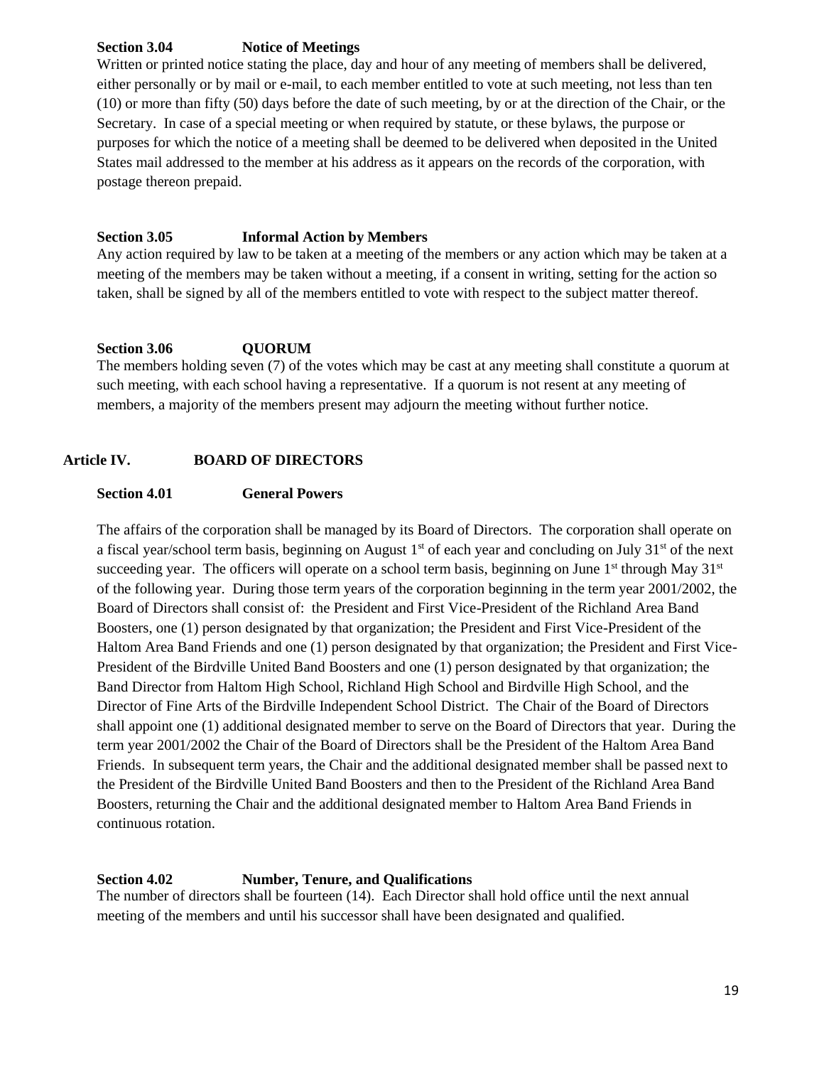**Section 3.04 Notice of Meetings**

Written or printed notice stating the place, day and hour of any meeting of members shall be delivered, either personally or by mail or e-mail, to each member entitled to vote at such meeting, not less than ten (10) or more than fifty (50) days before the date of such meeting, by or at the direction of the Chair, or the Secretary. In case of a special meeting or when required by statute, or these bylaws, the purpose or purposes for which the notice of a meeting shall be deemed to be delivered when deposited in the United States mail addressed to the member at his address as it appears on the records of the corporation, with postage thereon prepaid.

**Section 3.05 Informal Action by Members**

Any action required by law to be taken at a meeting of the members or any action which may be taken at a meeting of the members may be taken without a meeting, if a consent in writing, setting for the action so taken, shall be signed by all of the members entitled to vote with respect to the subject matter thereof.

**Section 3.06 QUORUM**

The members holding seven (7) of the votes which may be cast at any meeting shall constitute a quorum at such meeting, with each school having a representative. If a quorum is not resent at any meeting of members, a majority of the members present may adjourn the meeting without further notice.

## Article IV. BOARD OF DIRECTORS

**Section 4.01 General Powers**

The affairs of the corporation shall be managed by its Board of Directors. The corporation shall operate on a fiscal year/school term basis, beginning on August 1st of each year and concluding on July 31st of the next succeeding year. The officers will operate on a school term basis, beginning on June 1st through May 31st of the following year. During those term years of the corporation beginning in the term year 2001/2002, the Board of Directors shall consist of: the President and First Vice-President of the Richland Area Band Boosters, one (1) person designated by that organization; the President and First Vice-President of the Haltom Area Band Friends and one (1) person designated by that organization; the President and First Vice-President of the Birdville United Band Boosters and one (1) person designated by that organization; the Band Director from Haltom High School, Richland High School and Birdville High School, and the Director of Fine Arts of the Birdville Independent School District. The Chair of the Board of Directors shall appoint one (1) additional designated member to serve on the Board of Directors that year. During the term year 2001/2002 the Chair of the Board of Directors shall be the President of the Haltom Area Band Friends. In subsequent term years, the Chair and the additional designated member shall be passed next to the President of the Birdville United Band Boosters and then to the President of the Richland Area Band Boosters, returning the Chair and the additional designated member to Haltom Area Band Friends in continuous rotation.

**Section 4.02 Number, Tenure, and Qualifications**

The number of directors shall be fourteen (14). Each Director shall hold office until the next annual meeting of the members and until his successor shall have been designated and qualified.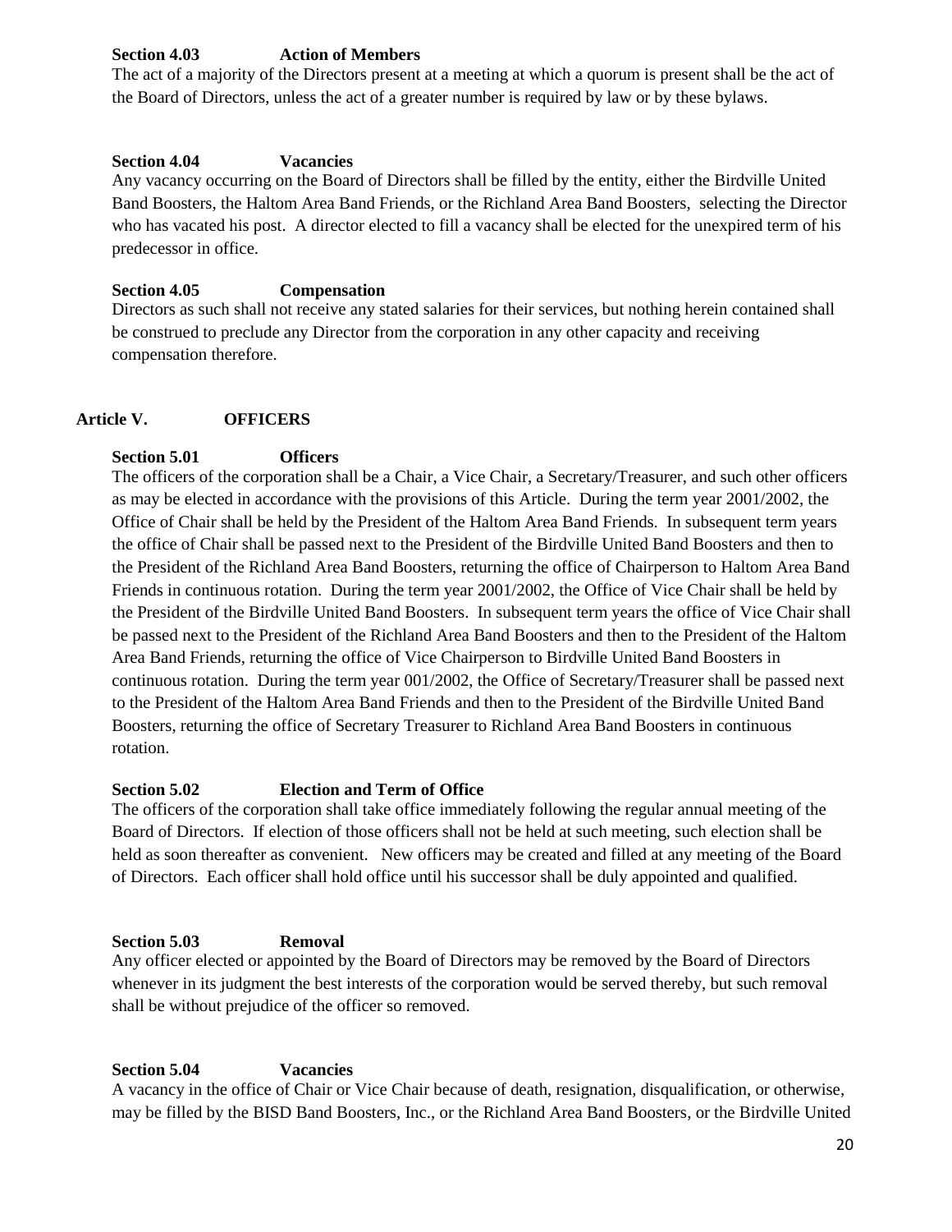#### Section 4.03 Action of Members

The act of a majority of the Directors present at a meeting at which a quorum is present shall be the act of the Board of Directors, unless the act of a greater number is required by law or by these bylaws.

#### Section 4.04 Vacancies

Any vacancy occurring on the Board of Directors shall be filled by the entity, either the Birdville United Band Boosters, the Haltom Area Band Friends, or the Richland Area Band Boosters, selecting the Director who has vacated his post. A director elected to fill a vacancy shall be elected for the unexpired term of his predecessor in office.

#### Section 4.05 Compensation

Directors as such shall not receive any stated salaries for their services, but nothing herein contained shall be construed to preclude any Director from the corporation in any other capacity and receiving compensation therefore.

### Article V. OFFICERS

#### Section 5.01 Officers

The officers of the corporation shall be a Chair, a Vice Chair, a Secretary/Treasurer, and such other officers as may be elected in accordance with the provisions of this Article. During the term year 2001/2002, the Office of Chair shall be held by the President of the Haltom Area Band Friends. In subsequent term years the office of Chair shall be passed next to the President of the Birdville United Band Boosters and then to the President of the Richland Area Band Boosters, returning the office of Chairperson to Haltom Area Band Friends in continuous rotation. During the term year 2001/2002, the Office of Vice Chair shall be held by the President of the Birdville United Band Boosters. In subsequent term years the office of Vice Chair shall be passed next to the President of the Richland Area Band Boosters and then to the President of the Haltom Area Band Friends, returning the office of Vice Chairperson to Birdville United Band Boosters in continuous rotation. During the term year 001/2002, the Office of Secretary/Treasurer shall be passed next to the President of the Haltom Area Band Friends and then to the President of the Birdville United Band Boosters, returning the office of Secretary Treasurer to Richland Area Band Boosters in continuous rotation.

#### Section 5.02 Election and Term of Office

The officers of the corporation shall take office immediately following the regular annual meeting of the Board of Directors. If election of those officers shall not be held at such meeting, such election shall be held as soon thereafter as convenient. New officers may be created and filled at any meeting of the Board of Directors. Each officer shall hold office until his successor shall be duly appointed and qualified.

#### Section 5.03 Removal

Any officer elected or appointed by the Board of Directors may be removed by the Board of Directors whenever in its judgment the best interests of the corporation would be served thereby, but such removal shall be without prejudice of the officer so removed.

#### Section 5.04 Vacancies

A vacancy in the office of Chair or Vice Chair because of death, resignation, disqualification, or otherwise, may be filled by the BISD Band Boosters, Inc., or the Richland Area Band Boosters, or the Birdville United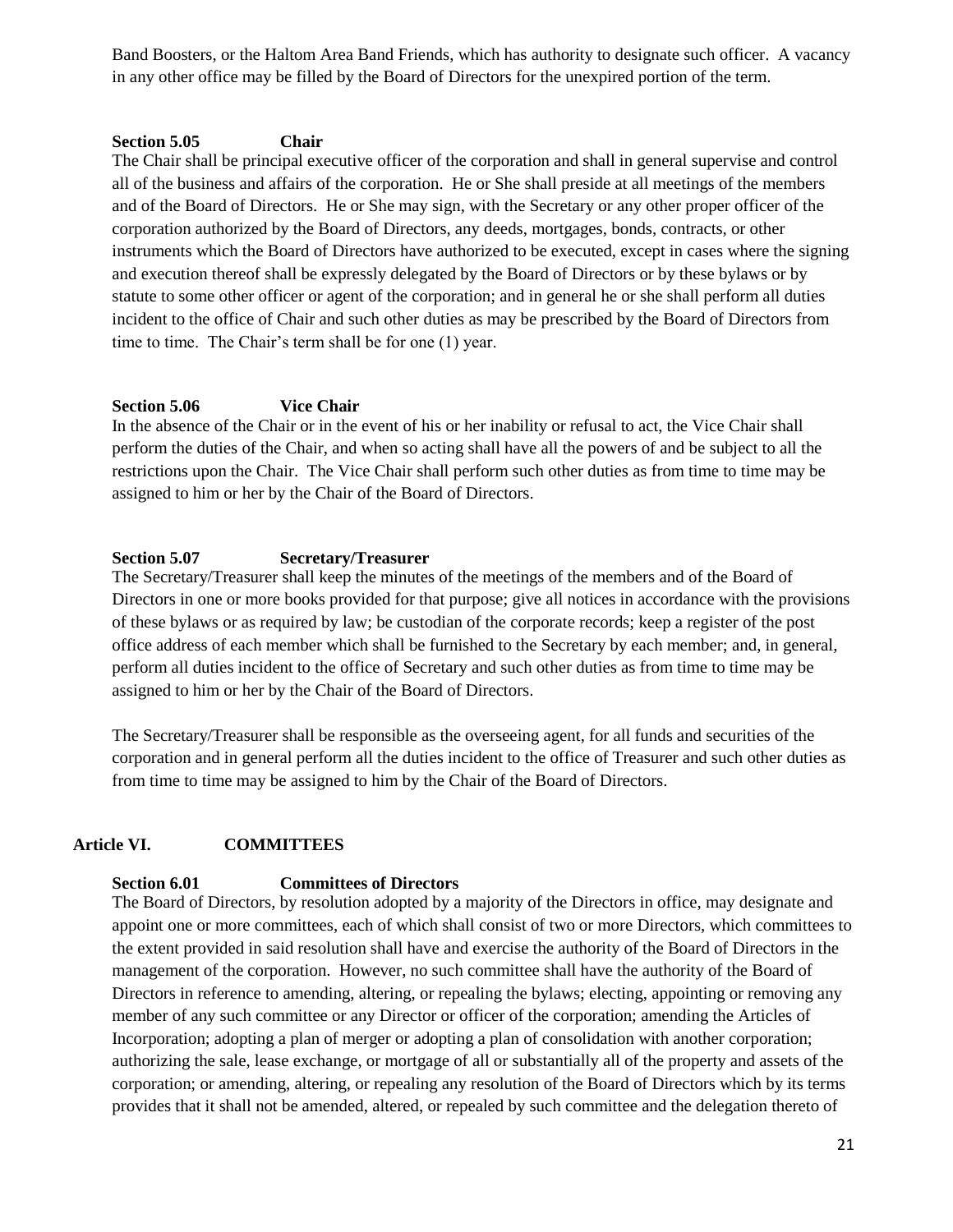Band Boosters, or the Haltom Area Band Friends, which has authority to designate such officer. A vacancy in any other office may be filled by the Board of Directors for the unexpired portion of the term.

### Section 5.05 Chair

The Chair shall be principal executive officer of the corporation and shall in general supervise and control all of the business and affairs of the corporation. He or She shall preside at all meetings of the members and of the Board of Directors. He or She may sign, with the Secretary or any other proper officer of the corporation authorized by the Board of Directors, any deeds, mortgages, bonds, contracts, or other instruments which the Board of Directors have authorized to be executed, except in cases where the signing and execution thereof shall be expressly delegated by the Board of Directors or by these bylaws or by statute to some other officer or agent of the corporation; and in general he or she shall perform all duties incident to the office of Chair and such other duties as may be prescribed by the Board of Directors from time to time. The Chair's term shall be for one (1) year.

### Section 5.06 Vice Chair

In the absence of the Chair or in the event of his or her inability or refusal to act, the Vice Chair shall perform the duties of the Chair, and when so acting shall have all the powers of and be subject to all the restrictions upon the Chair. The Vice Chair shall perform such other duties as from time to time may be assigned to him or her by the Chair of the Board of Directors.

### Section 5.07 Secretary/Treasurer

The Secretary/Treasurer shall keep the minutes of the meetings of the members and of the Board of Directors in one or more books provided for that purpose; give all notices in accordance with the provisions of these bylaws or as required by law; be custodian of the corporate records; keep a register of the post office address of each member which shall be furnished to the Secretary by each member; and, in general, perform all duties incident to the office of Secretary and such other duties as from time to time may be assigned to him or her by the Chair of the Board of Directors.

The Secretary/Treasurer shall be responsible as the overseeing agent, for all funds and securities of the corporation and in general perform all the duties incident to the office of Treasurer and such other duties as from time to time may be assigned to him by the Chair of the Board of Directors.

## Article VI. COMMITTEES

### Section 6.01 Committees of Directors

The Board of Directors, by resolution adopted by a majority of the Directors in office, may designate and appoint one or more committees, each of which shall consist of two or more Directors, which committees to the extent provided in said resolution shall have and exercise the authority of the Board of Directors in the management of the corporation. However, no such committee shall have the authority of the Board of Directors in reference to amending, altering, or repealing the bylaws; electing, appointing or removing any member of any such committee or any Director or officer of the corporation; amending the Articles of Incorporation; adopting a plan of merger or adopting a plan of consolidation with another corporation; authorizing the sale, lease exchange, or mortgage of all or substantially all of the property and assets of the corporation; or amending, altering, or repealing any resolution of the Board of Directors which by its terms provides that it shall not be amended, altered, or repealed by such committee and the delegation thereto of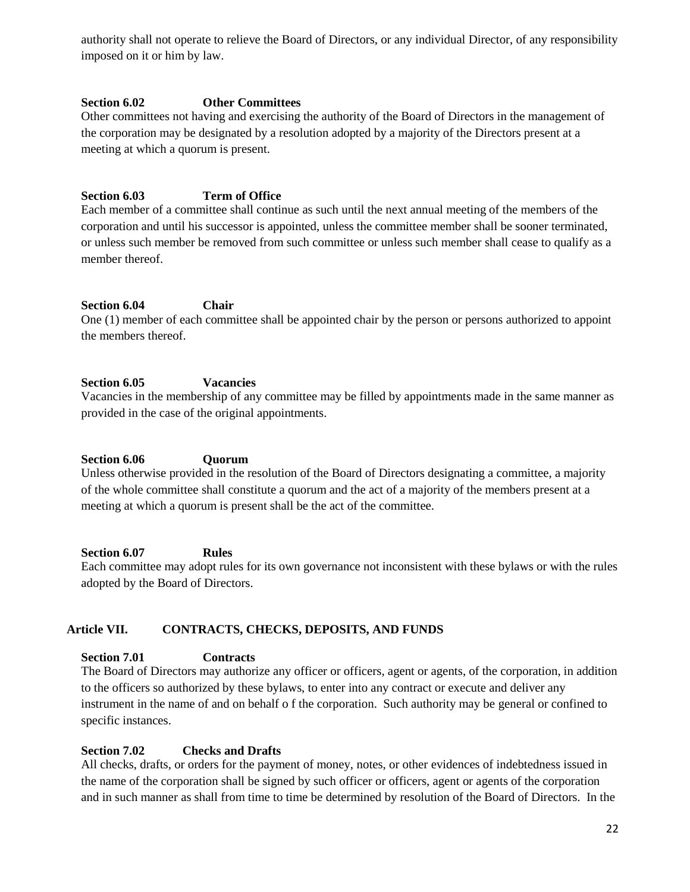authority shall not operate to relieve the Board of Directors, or any individual Director, of any responsibility imposed on it or him by law.

**Section 6.02 Other Committees**

Other committees not having and exercising the authority of the Board of Directors in the management of the corporation may be designated by a resolution adopted by a majority of the Directors present at a meeting at which a quorum is present.

**Section 6.03 Term of Office**

Each member of a committee shall continue as such until the next annual meeting of the members of the corporation and until his successor is appointed, unless the committee member shall be sooner terminated, or unless such member be removed from such committee or unless such member shall cease to qualify as a member thereof.

**Section 6.04 Chair**

One (1) member of each committee shall be appointed chair by the person or persons authorized to appoint the members thereof.

**Section 6.05 Vacancies**

Vacancies in the membership of any committee may be filled by appointments made in the same manner as provided in the case of the original appointments.

**Section 6.06 Quorum**

Unless otherwise provided in the resolution of the Board of Directors designating a committee, a majority of the whole committee shall constitute a quorum and the act of a majority of the members present at a meeting at which a quorum is present shall be the act of the committee.

**Section 6.07 Rules**

Each committee may adopt rules for its own governance not inconsistent with these bylaws or with the rules adopted by the Board of Directors.

## Article VII. CONTRACTS, CHECKS, DEPOSITS, AND FUNDS

**Section 7.01 Contracts**

The Board of Directors may authorize any officer or officers, agent or agents, of the corporation, in addition to the officers so authorized by these bylaws, to enter into any contract or execute and deliver any instrument in the name of and on behalf o f the corporation. Such authority may be general or confined to specific instances.

**Section 7.02 Checks and Drafts**

All checks, drafts, or orders for the payment of money, notes, or other evidences of indebtedness issued in the name of the corporation shall be signed by such officer or officers, agent or agents of the corporation and in such manner as shall from time to time be determined by resolution of the Board of Directors. In the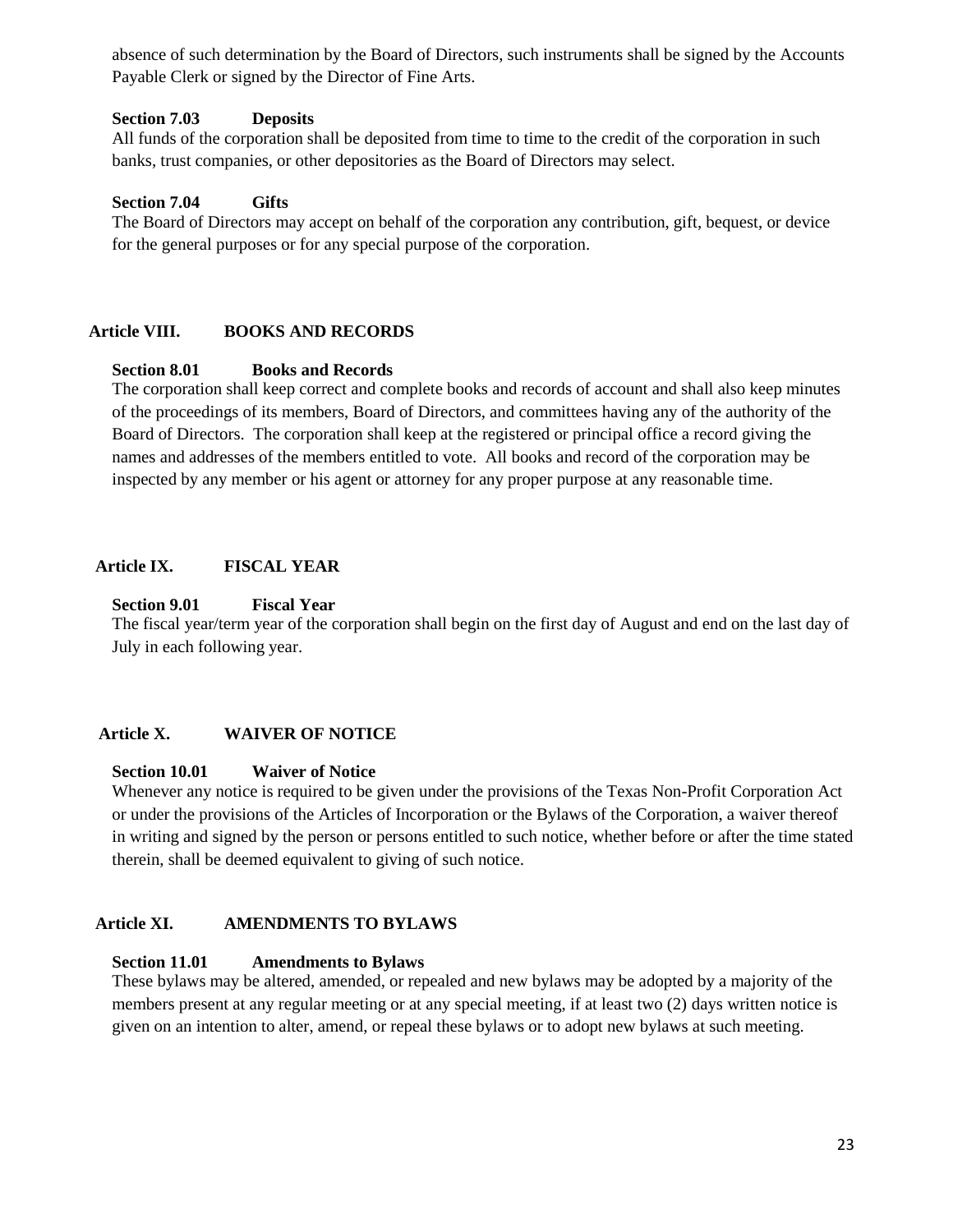absence of such determination by the Board of Directors, such instruments shall be signed by the Accounts Payable Clerk or signed by the Director of Fine Arts.

**Section 7.03 Deposits**

All funds of the corporation shall be deposited from time to time to the credit of the corporation in such banks, trust companies, or other depositories as the Board of Directors may select.

**Section 7.04 Gifts**

The Board of Directors may accept on behalf of the corporation any contribution, gift, bequest, or device for the general purposes or for any special purpose of the corporation.

## Article VIII. BOOKS AND RECORDS

**Section 8.01 Books and Records**

The corporation shall keep correct and complete books and records of account and shall also keep minutes of the proceedings of its members, Board of Directors, and committees having any of the authority of the Board of Directors. The corporation shall keep at the registered or principal office a record giving the names and addresses of the members entitled to vote. All books and record of the corporation may be inspected by any member or his agent or attorney for any proper purpose at any reasonable time.

## Article IX. FISCAL YEAR

**Section 9.01 Fiscal Year**

The fiscal year/term year of the corporation shall begin on the first day of August and end on the last day of July in each following year.

## Article X. WAIVER OF NOTICE

**Section 10.01 Waiver of Notice**

Whenever any notice is required to be given under the provisions of the Texas Non-Profit Corporation Act or under the provisions of the Articles of Incorporation or the Bylaws of the Corporation, a waiver thereof in writing and signed by the person or persons entitled to such notice, whether before or after the time stated therein, shall be deemed equivalent to giving of such notice.

## Article XI. AMENDMENTS TO BYLAWS

**Section 11.01 Amendments to Bylaws**

These bylaws may be altered, amended, or repealed and new bylaws may be adopted by a majority of the members present at any regular meeting or at any special meeting, if at least two (2) days written notice is given on an intention to alter, amend, or repeal these bylaws or to adopt new bylaws at such meeting.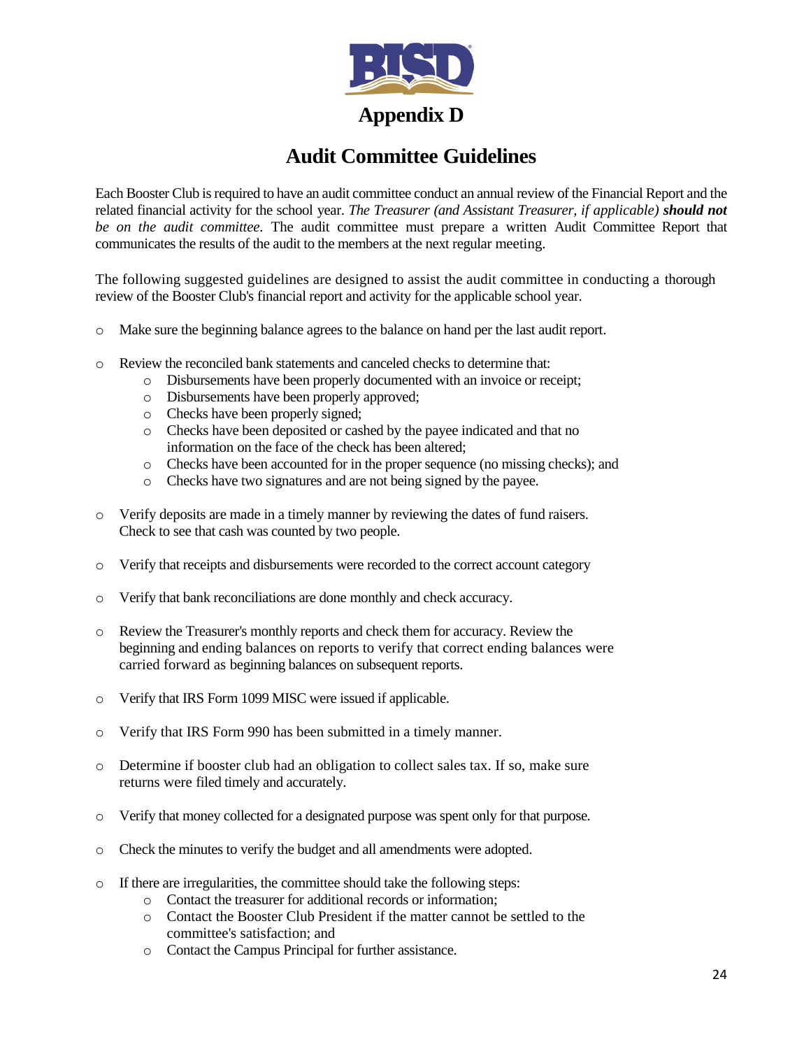# Appendix D

## Audit Committee Guidelines

Each Booster Club is required to have an audit committee conduct an annual review of the Financial Report and the related financial activity for the school year. *The Treasurer (and Assistant Treasurer, if applicable)* ***should not*** *be on the audit committee*. The audit committee must prepare a written Audit Committee Report that communicates the results of the audit to the members at the next regular meeting.

The following suggested guidelines are designed to assist the audit committee in conducting a thorough review of the Booster Club's financial report and activity for the applicable school year.

- Make sure the beginning balance agrees to the balance on hand per the last audit report.
- Review the reconciled bank statements and canceled checks to determine that:
  - Disbursements have been properly documented with an invoice or receipt;
  - Disbursements have been properly approved;
  - Checks have been properly signed;
  - Checks have been deposited or cashed by the payee indicated and that no information on the face of the check has been altered;
  - Checks have been accounted for in the proper sequence (no missing checks); and
  - Checks have two signatures and are not being signed by the payee.
- Verify deposits are made in a timely manner by reviewing the dates of fund raisers. Check to see that cash was counted by two people.
- Verify that receipts and disbursements were recorded to the correct account category
- Verify that bank reconciliations are done monthly and check accuracy.
- Review the Treasurer's monthly reports and check them for accuracy. Review the beginning and ending balances on reports to verify that correct ending balances were carried forward as beginning balances on subsequent reports.
- Verify that IRS Form 1099 MISC were issued if applicable.
- Verify that IRS Form 990 has been submitted in a timely manner.
- Determine if booster club had an obligation to collect sales tax. If so, make sure returns were filed timely and accurately.
- Verify that money collected for a designated purpose was spent only for that purpose.
- Check the minutes to verify the budget and all amendments were adopted.
- If there are irregularities, the committee should take the following steps:
  - Contact the treasurer for additional records or information;
  - Contact the Booster Club President if the matter cannot be settled to the committee's satisfaction; and
  - Contact the Campus Principal for further assistance.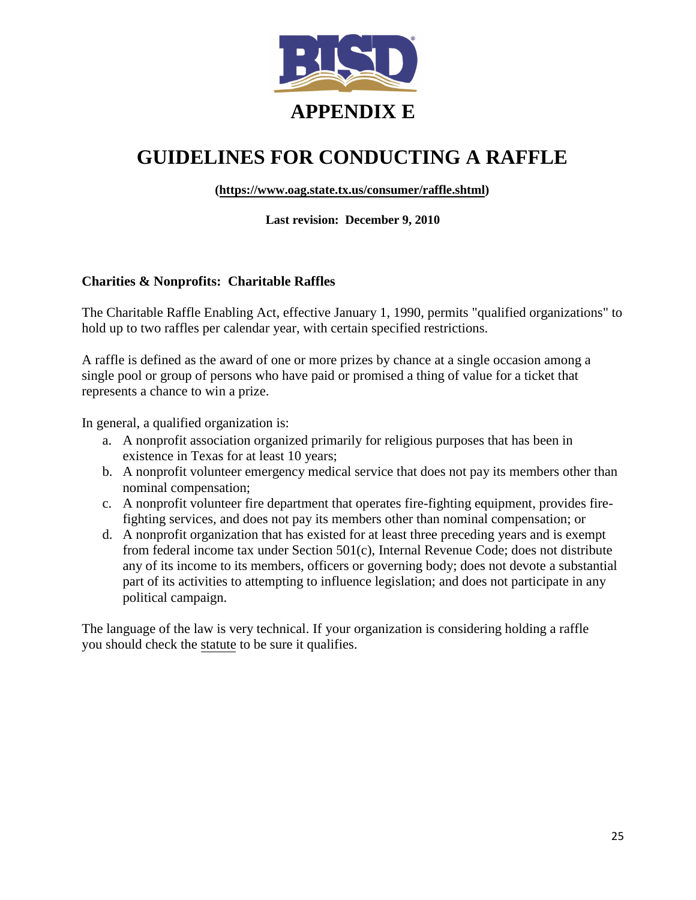# APPENDIX E

# GUIDELINES FOR CONDUCTING A RAFFLE

**(https://www.oag.state.tx.us/consumer/raffle.shtml)**

**Last revision: December 9, 2010**

### Charities & Nonprofits: Charitable Raffles

The Charitable Raffle Enabling Act, effective January 1, 1990, permits "qualified organizations" to hold up to two raffles per calendar year, with certain specified restrictions.

A raffle is defined as the award of one or more prizes by chance at a single occasion among a single pool or group of persons who have paid or promised a thing of value for a ticket that represents a chance to win a prize.

In general, a qualified organization is:

a. A nonprofit association organized primarily for religious purposes that has been in existence in Texas for at least 10 years;
b. A nonprofit volunteer emergency medical service that does not pay its members other than nominal compensation;
c. A nonprofit volunteer fire department that operates fire-fighting equipment, provides fire-fighting services, and does not pay its members other than nominal compensation; or
d. A nonprofit organization that has existed for at least three preceding years and is exempt from federal income tax under Section 501(c), Internal Revenue Code; does not distribute any of its income to its members, officers or governing body; does not devote a substantial part of its activities to attempting to influence legislation; and does not participate in any political campaign.

The language of the law is very technical. If your organization is considering holding a raffle you should check the statute to be sure it qualifies.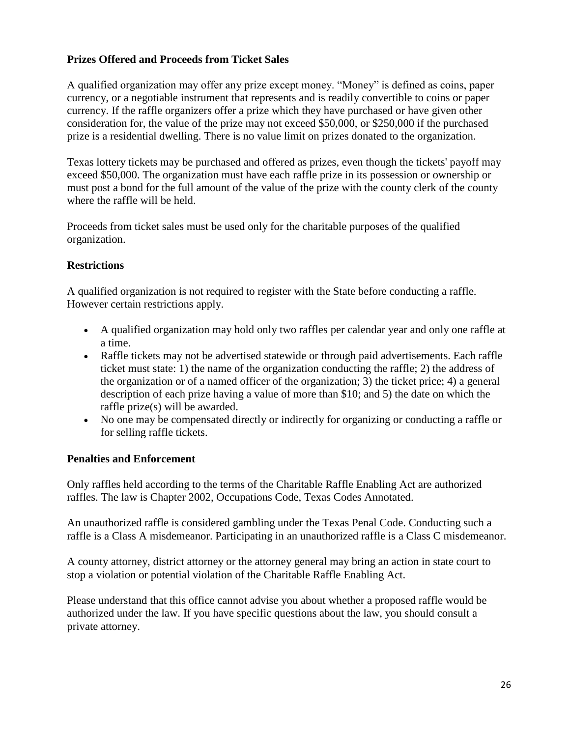**Prizes Offered and Proceeds from Ticket Sales**

A qualified organization may offer any prize except money. "Money" is defined as coins, paper currency, or a negotiable instrument that represents and is readily convertible to coins or paper currency. If the raffle organizers offer a prize which they have purchased or have given other consideration for, the value of the prize may not exceed $50,000, or $250,000 if the purchased prize is a residential dwelling. There is no value limit on prizes donated to the organization.

Texas lottery tickets may be purchased and offered as prizes, even though the tickets' payoff may exceed $50,000. The organization must have each raffle prize in its possession or ownership or must post a bond for the full amount of the value of the prize with the county clerk of the county where the raffle will be held.

Proceeds from ticket sales must be used only for the charitable purposes of the qualified organization.

**Restrictions**

A qualified organization is not required to register with the State before conducting a raffle. However certain restrictions apply.

- A qualified organization may hold only two raffles per calendar year and only one raffle at a time.
- Raffle tickets may not be advertised statewide or through paid advertisements. Each raffle ticket must state: 1) the name of the organization conducting the raffle; 2) the address of the organization or of a named officer of the organization; 3) the ticket price; 4) a general description of each prize having a value of more than $10; and 5) the date on which the raffle prize(s) will be awarded.
- No one may be compensated directly or indirectly for organizing or conducting a raffle or for selling raffle tickets.

**Penalties and Enforcement**

Only raffles held according to the terms of the Charitable Raffle Enabling Act are authorized raffles. The law is Chapter 2002, Occupations Code, Texas Codes Annotated.

An unauthorized raffle is considered gambling under the Texas Penal Code. Conducting such a raffle is a Class A misdemeanor. Participating in an unauthorized raffle is a Class C misdemeanor.

A county attorney, district attorney or the attorney general may bring an action in state court to stop a violation or potential violation of the Charitable Raffle Enabling Act.

Please understand that this office cannot advise you about whether a proposed raffle would be authorized under the law. If you have specific questions about the law, you should consult a private attorney.